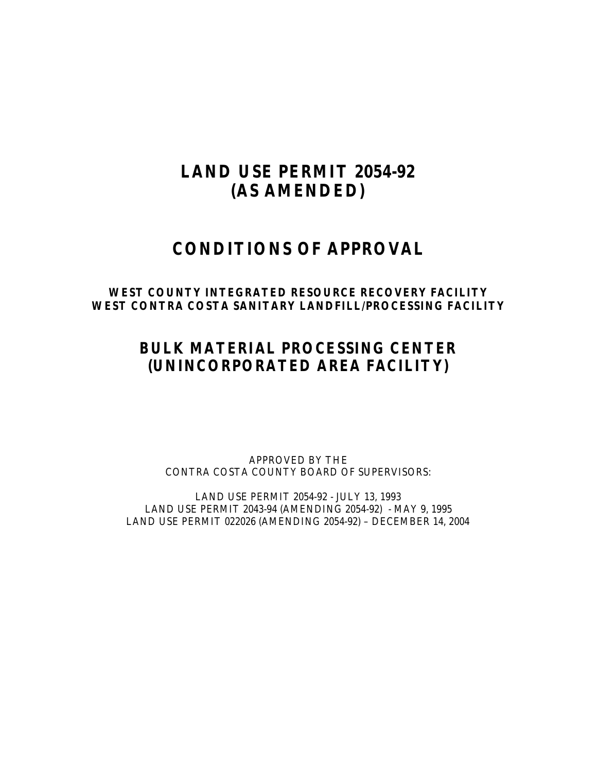# LAND USE PERMIT 2054-92
# (AS AMENDED)

# CONDITIONS OF APPROVAL

### WEST COUNTY INTEGRATED RESOURCE RECOVERY FACILITY
### WEST CONTRA COSTA SANITARY LANDFILL/PROCESSING FACILITY

## BULK MATERIAL PROCESSING CENTER
## (UNINCORPORATED AREA FACILITY)

APPROVED BY THE
CONTRA COSTA COUNTY BOARD OF SUPERVISORS:

LAND USE PERMIT 2054-92 - JULY 13, 1993
LAND USE PERMIT 2043-94 (AMENDING 2054-92) - MAY 9, 1995
LAND USE PERMIT 022026 (AMENDING 2054-92) – DECEMBER 14, 2004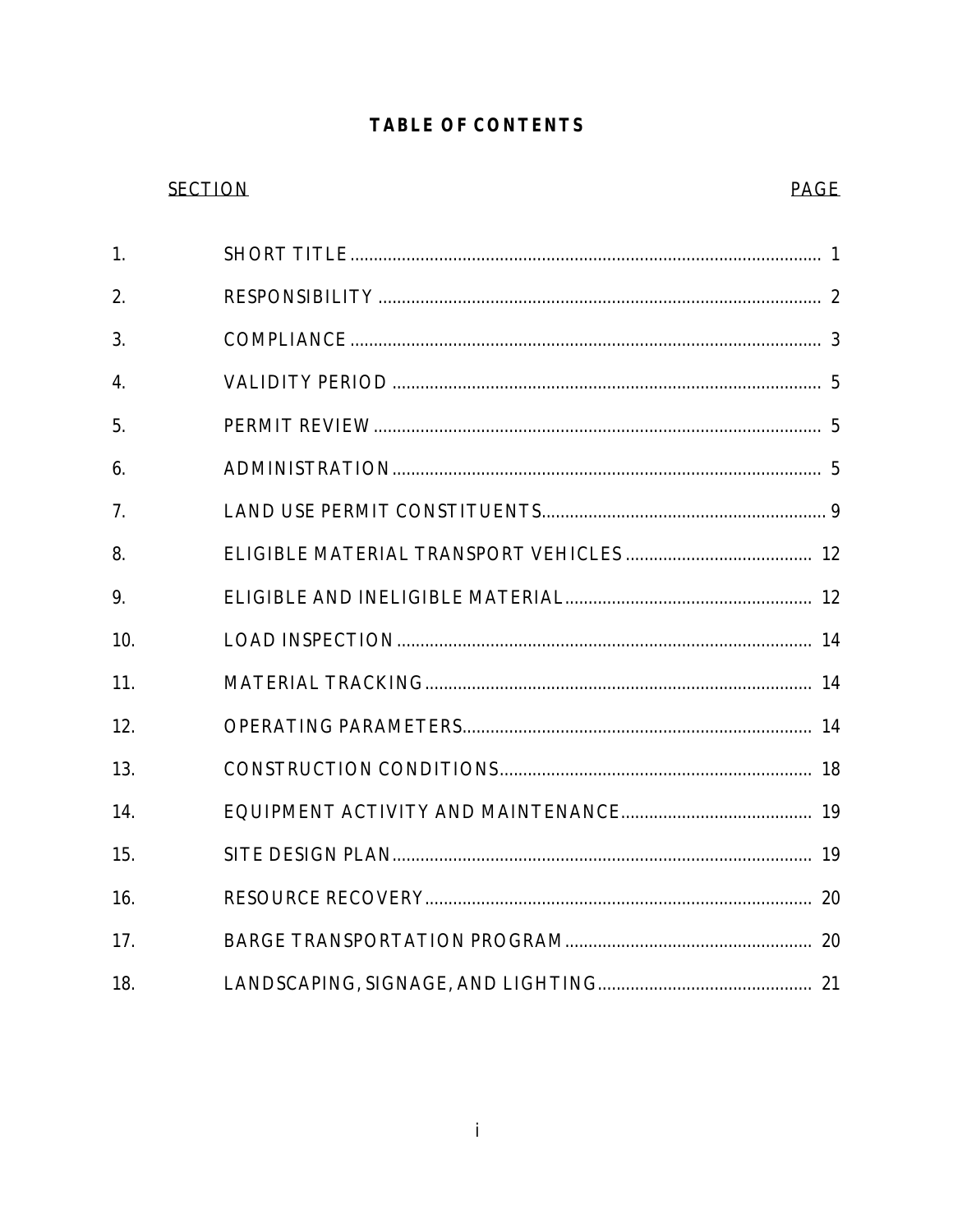# TABLE OF CONTENTS

| | SECTION | PAGE |
|---|---|---|
| 1. | SHORT TITLE | 1 |
| 2. | RESPONSIBILITY | 2 |
| 3. | COMPLIANCE | 3 |
| 4. | VALIDITY PERIOD | 5 |
| 5. | PERMIT REVIEW | 5 |
| 6. | ADMINISTRATION | 5 |
| 7. | LAND USE PERMIT CONSTITUENTS | 9 |
| 8. | ELIGIBLE MATERIAL TRANSPORT VEHICLES | 12 |
| 9. | ELIGIBLE AND INELIGIBLE MATERIAL | 12 |
| 10. | LOAD INSPECTION | 14 |
| 11. | MATERIAL TRACKING | 14 |
| 12. | OPERATING PARAMETERS | 14 |
| 13. | CONSTRUCTION CONDITIONS | 18 |
| 14. | EQUIPMENT ACTIVITY AND MAINTENANCE | 19 |
| 15. | SITE DESIGN PLAN | 19 |
| 16. | RESOURCE RECOVERY | 20 |
| 17. | BARGE TRANSPORTATION PROGRAM | 20 |
| 18. | LANDSCAPING, SIGNAGE, AND LIGHTING | 21 |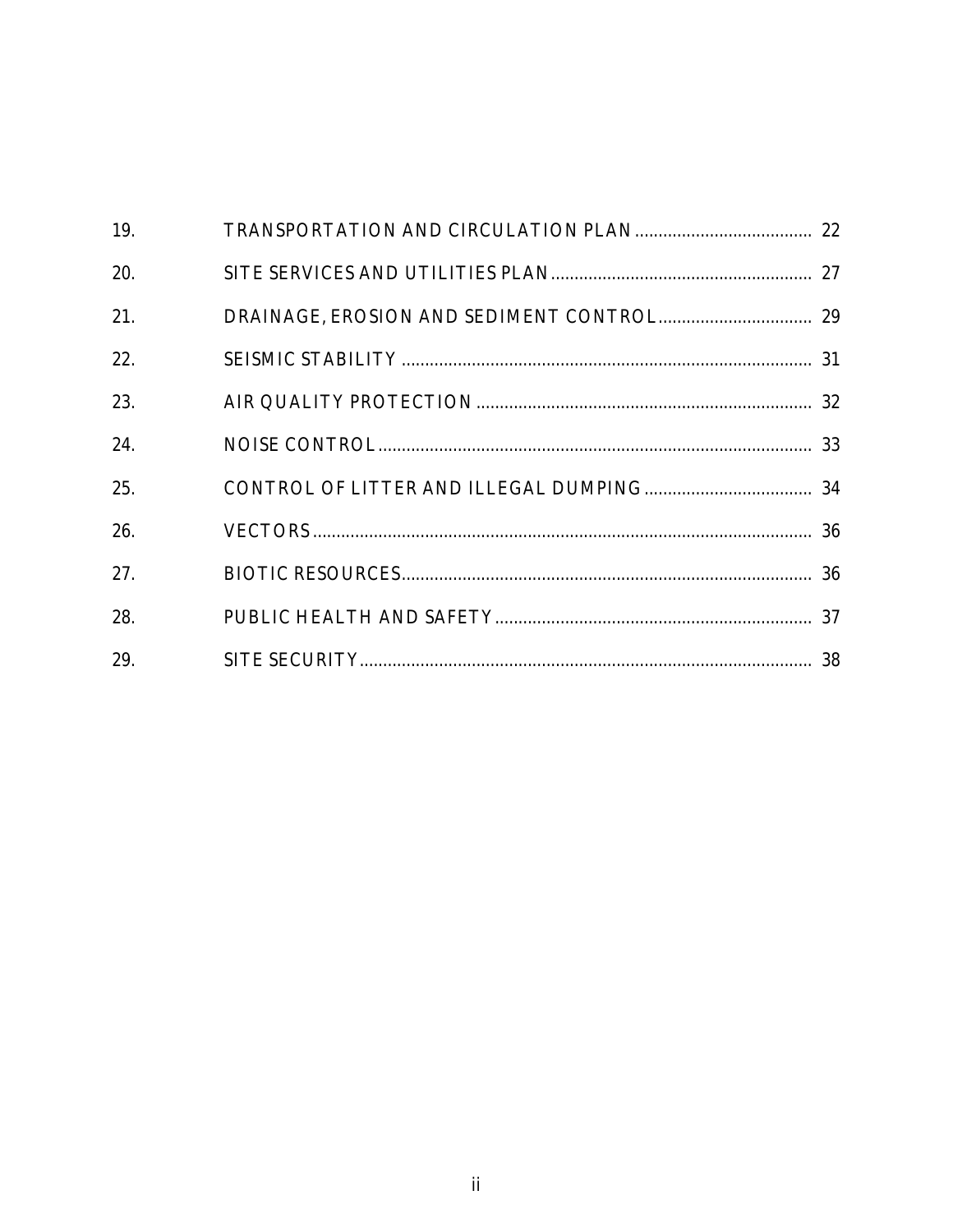| | | |
|---|---|---|
| 19. | TRANSPORTATION AND CIRCULATION PLAN | 22 |
| 20. | SITE SERVICES AND UTILITIES PLAN | 27 |
| 21. | DRAINAGE, EROSION AND SEDIMENT CONTROL | 29 |
| 22. | SEISMIC STABILITY | 31 |
| 23. | AIR QUALITY PROTECTION | 32 |
| 24. | NOISE CONTROL | 33 |
| 25. | CONTROL OF LITTER AND ILLEGAL DUMPING | 34 |
| 26. | VECTORS | 36 |
| 27. | BIOTIC RESOURCES | 36 |
| 28. | PUBLIC HEALTH AND SAFETY | 37 |
| 29. | SITE SECURITY | 38 |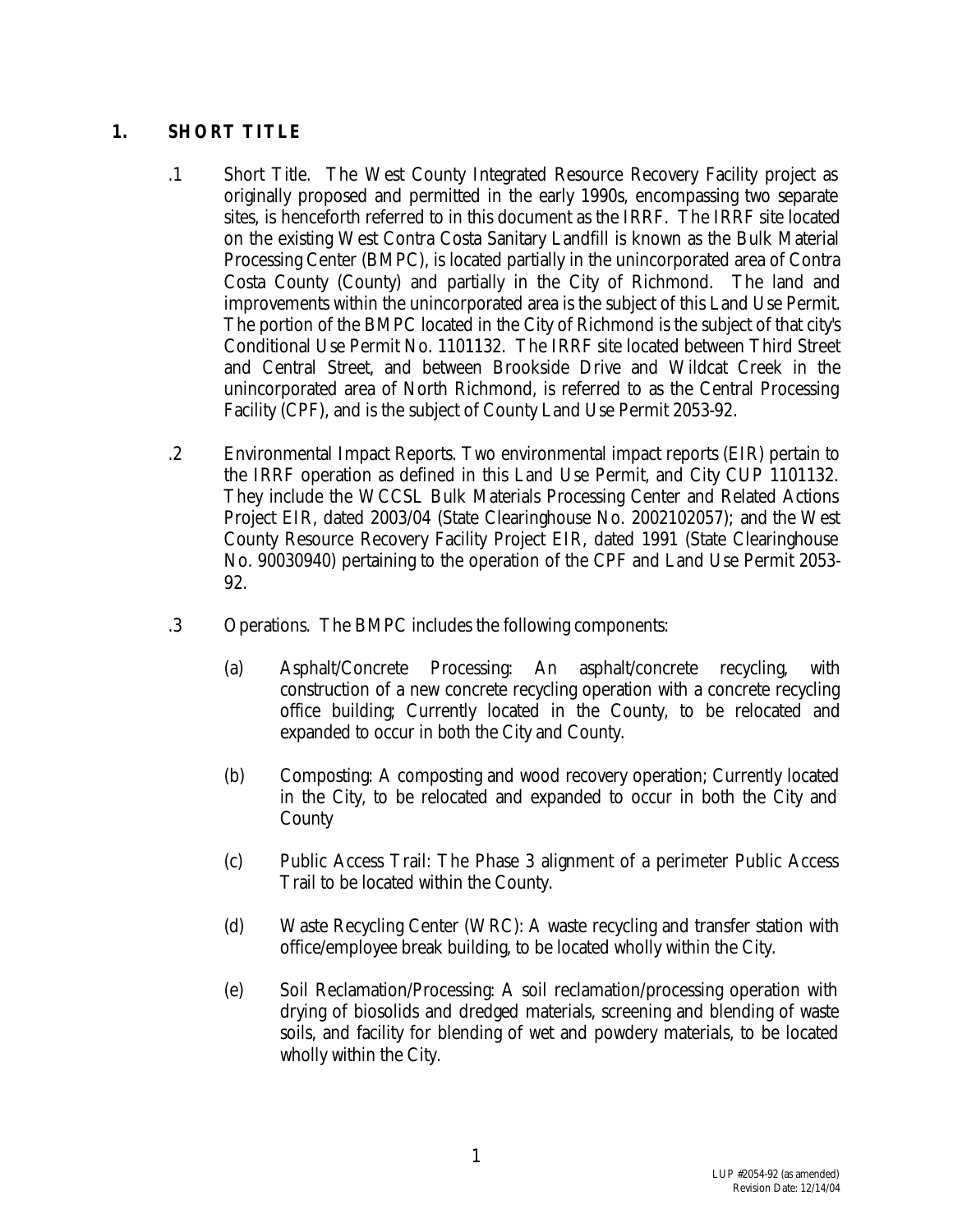## 1. SHORT TITLE

.1 Short Title. The West County Integrated Resource Recovery Facility project as originally proposed and permitted in the early 1990s, encompassing two separate sites, is henceforth referred to in this document as the IRRF. The IRRF site located on the existing West Contra Costa Sanitary Landfill is known as the Bulk Material Processing Center (BMPC), is located partially in the unincorporated area of Contra Costa County (County) and partially in the City of Richmond. The land and improvements within the unincorporated area is the subject of this Land Use Permit. The portion of the BMPC located in the City of Richmond is the subject of that city's Conditional Use Permit No. 1101132. The IRRF site located between Third Street and Central Street, and between Brookside Drive and Wildcat Creek in the unincorporated area of North Richmond, is referred to as the Central Processing Facility (CPF), and is the subject of County Land Use Permit 2053-92.

.2 Environmental Impact Reports. Two environmental impact reports (EIR) pertain to the IRRF operation as defined in this Land Use Permit, and City CUP 1101132. They include the WCCSL Bulk Materials Processing Center and Related Actions Project EIR, dated 2003/04 (State Clearinghouse No. 2002102057); and the West County Resource Recovery Facility Project EIR, dated 1991 (State Clearinghouse No. 90030940) pertaining to the operation of the CPF and Land Use Permit 2053-92.

.3 Operations. The BMPC includes the following components:

(a) Asphalt/Concrete Processing: An asphalt/concrete recycling, with construction of a new concrete recycling operation with a concrete recycling office building; Currently located in the County, to be relocated and expanded to occur in both the City and County.

(b) Composting: A composting and wood recovery operation; Currently located in the City, to be relocated and expanded to occur in both the City and County

(c) Public Access Trail: The Phase 3 alignment of a perimeter Public Access Trail to be located within the County.

(d) Waste Recycling Center (WRC): A waste recycling and transfer station with office/employee break building, to be located wholly within the City.

(e) Soil Reclamation/Processing: A soil reclamation/processing operation with drying of biosolids and dredged materials, screening and blending of waste soils, and facility for blending of wet and powdery materials, to be located wholly within the City.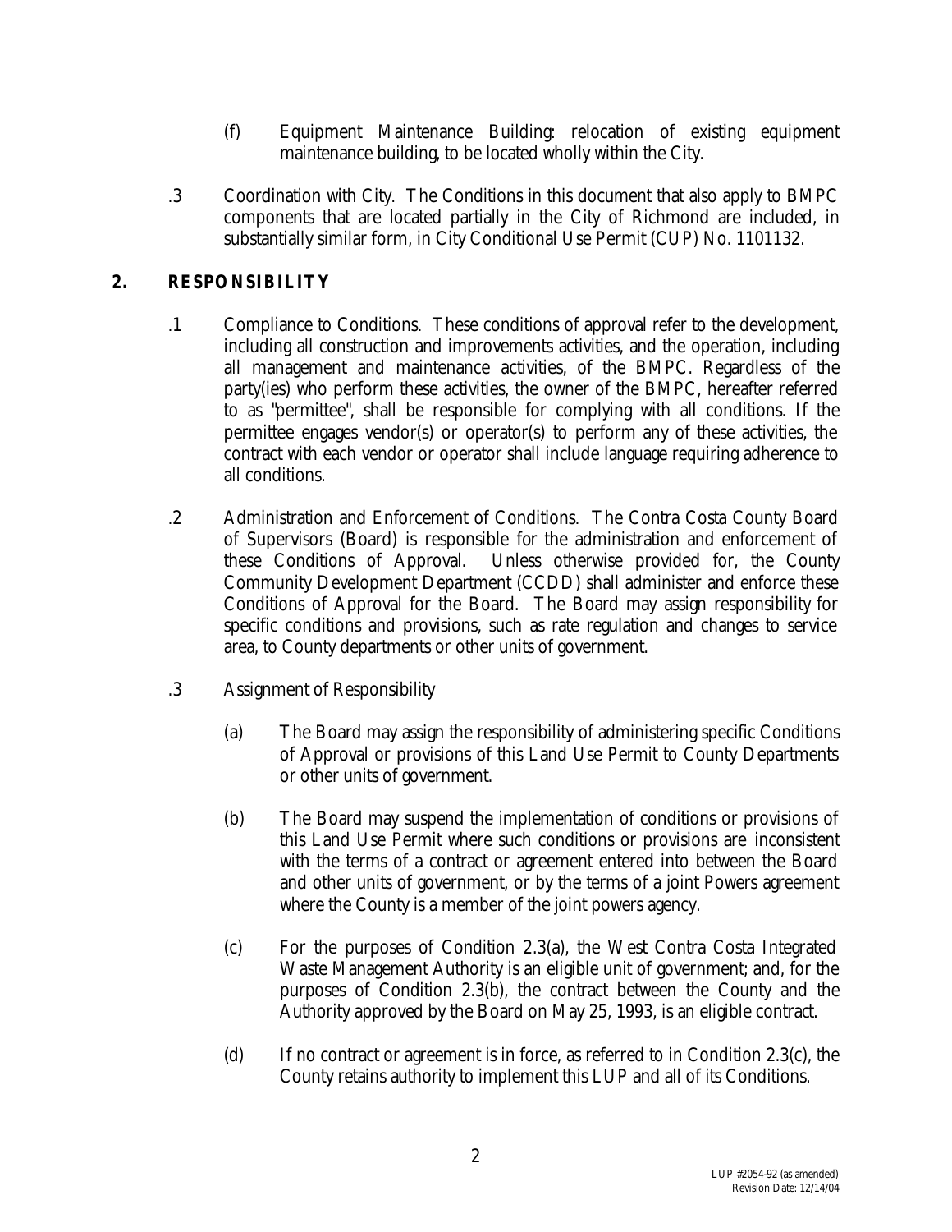(f) Equipment Maintenance Building: relocation of existing equipment maintenance building, to be located wholly within the City.

.3 Coordination with City. The Conditions in this document that also apply to BMPC components that are located partially in the City of Richmond are included, in substantially similar form, in City Conditional Use Permit (CUP) No. 1101132.

## 2. RESPONSIBILITY

.1 Compliance to Conditions. These conditions of approval refer to the development, including all construction and improvements activities, and the operation, including all management and maintenance activities, of the BMPC. Regardless of the party(ies) who perform these activities, the owner of the BMPC, hereafter referred to as "permittee", shall be responsible for complying with all conditions. If the permittee engages vendor(s) or operator(s) to perform any of these activities, the contract with each vendor or operator shall include language requiring adherence to all conditions.

.2 Administration and Enforcement of Conditions. The Contra Costa County Board of Supervisors (Board) is responsible for the administration and enforcement of these Conditions of Approval. Unless otherwise provided for, the County Community Development Department (CCDD) shall administer and enforce these Conditions of Approval for the Board. The Board may assign responsibility for specific conditions and provisions, such as rate regulation and changes to service area, to County departments or other units of government.

.3 Assignment of Responsibility

(a) The Board may assign the responsibility of administering specific Conditions of Approval or provisions of this Land Use Permit to County Departments or other units of government.

(b) The Board may suspend the implementation of conditions or provisions of this Land Use Permit where such conditions or provisions are inconsistent with the terms of a contract or agreement entered into between the Board and other units of government, or by the terms of a joint Powers agreement where the County is a member of the joint powers agency.

(c) For the purposes of Condition 2.3(a), the West Contra Costa Integrated Waste Management Authority is an eligible unit of government; and, for the purposes of Condition 2.3(b), the contract between the County and the Authority approved by the Board on May 25, 1993, is an eligible contract.

(d) If no contract or agreement is in force, as referred to in Condition 2.3(c), the County retains authority to implement this LUP and all of its Conditions.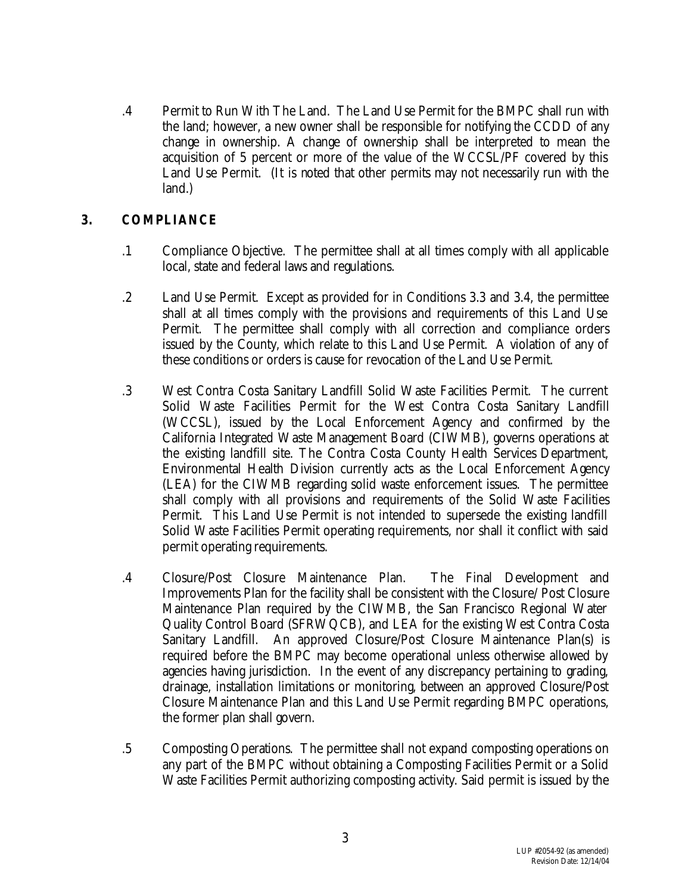.4 Permit to Run With The Land. The Land Use Permit for the BMPC shall run with the land; however, a new owner shall be responsible for notifying the CCDD of any change in ownership. A change of ownership shall be interpreted to mean the acquisition of 5 percent or more of the value of the WCCSL/PF covered by this Land Use Permit. (It is noted that other permits may not necessarily run with the land.)

## 3. COMPLIANCE

.1 Compliance Objective. The permittee shall at all times comply with all applicable local, state and federal laws and regulations.

.2 Land Use Permit. Except as provided for in Conditions 3.3 and 3.4, the permittee shall at all times comply with the provisions and requirements of this Land Use Permit. The permittee shall comply with all correction and compliance orders issued by the County, which relate to this Land Use Permit. A violation of any of these conditions or orders is cause for revocation of the Land Use Permit.

.3 West Contra Costa Sanitary Landfill Solid Waste Facilities Permit. The current Solid Waste Facilities Permit for the West Contra Costa Sanitary Landfill (WCCSL), issued by the Local Enforcement Agency and confirmed by the California Integrated Waste Management Board (CIWMB), governs operations at the existing landfill site. The Contra Costa County Health Services Department, Environmental Health Division currently acts as the Local Enforcement Agency (LEA) for the CIWMB regarding solid waste enforcement issues. The permittee shall comply with all provisions and requirements of the Solid Waste Facilities Permit. This Land Use Permit is not intended to supersede the existing landfill Solid Waste Facilities Permit operating requirements, nor shall it conflict with said permit operating requirements.

.4 Closure/Post Closure Maintenance Plan. The Final Development and Improvements Plan for the facility shall be consistent with the Closure/ Post Closure Maintenance Plan required by the CIWMB, the San Francisco Regional Water Quality Control Board (SFRWQCB), and LEA for the existing West Contra Costa Sanitary Landfill. An approved Closure/Post Closure Maintenance Plan(s) is required before the BMPC may become operational unless otherwise allowed by agencies having jurisdiction. In the event of any discrepancy pertaining to grading, drainage, installation limitations or monitoring, between an approved Closure/Post Closure Maintenance Plan and this Land Use Permit regarding BMPC operations, the former plan shall govern.

.5 Composting Operations. The permittee shall not expand composting operations on any part of the BMPC without obtaining a Composting Facilities Permit or a Solid Waste Facilities Permit authorizing composting activity. Said permit is issued by the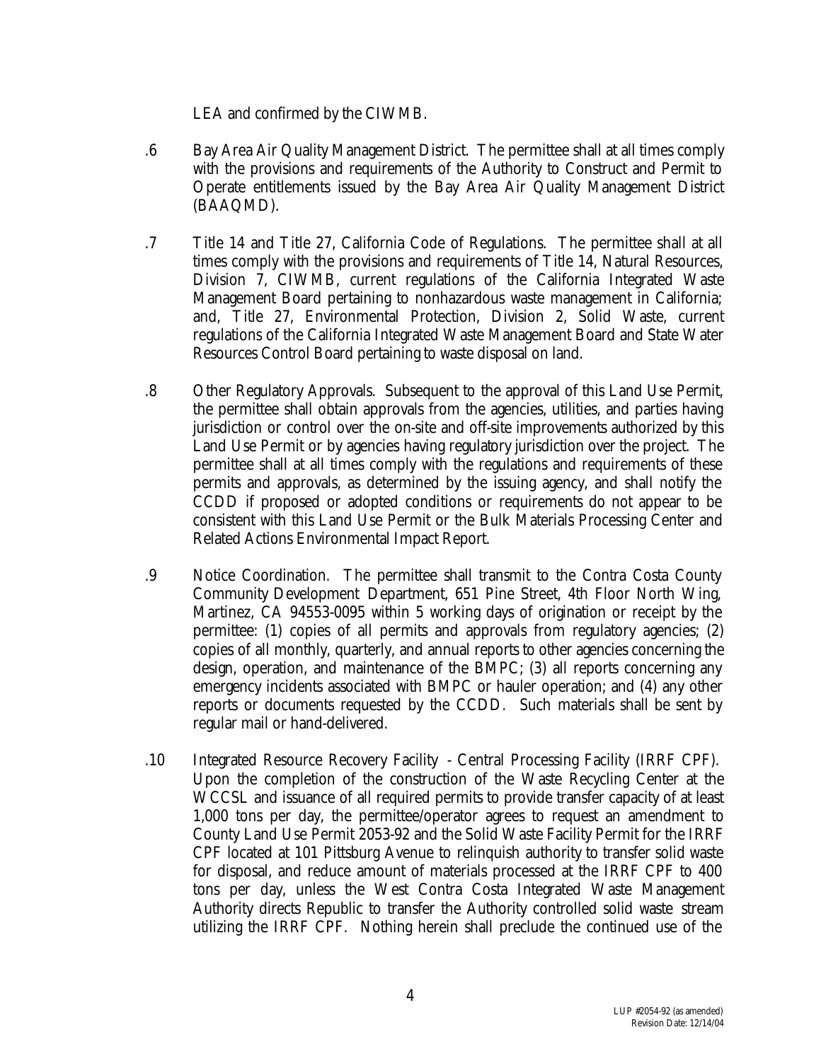LEA and confirmed by the CIWMB.

.6 Bay Area Air Quality Management District. The permittee shall at all times comply with the provisions and requirements of the Authority to Construct and Permit to Operate entitlements issued by the Bay Area Air Quality Management District (BAAQMD).

.7 Title 14 and Title 27, California Code of Regulations. The permittee shall at all times comply with the provisions and requirements of Title 14, Natural Resources, Division 7, CIWMB, current regulations of the California Integrated Waste Management Board pertaining to nonhazardous waste management in California; and, Title 27, Environmental Protection, Division 2, Solid Waste, current regulations of the California Integrated Waste Management Board and State Water Resources Control Board pertaining to waste disposal on land.

.8 Other Regulatory Approvals. Subsequent to the approval of this Land Use Permit, the permittee shall obtain approvals from the agencies, utilities, and parties having jurisdiction or control over the on-site and off-site improvements authorized by this Land Use Permit or by agencies having regulatory jurisdiction over the project. The permittee shall at all times comply with the regulations and requirements of these permits and approvals, as determined by the issuing agency, and shall notify the CCDD if proposed or adopted conditions or requirements do not appear to be consistent with this Land Use Permit or the Bulk Materials Processing Center and Related Actions Environmental Impact Report.

.9 Notice Coordination. The permittee shall transmit to the Contra Costa County Community Development Department, 651 Pine Street, 4th Floor North Wing, Martinez, CA 94553-0095 within 5 working days of origination or receipt by the permittee: (1) copies of all permits and approvals from regulatory agencies; (2) copies of all monthly, quarterly, and annual reports to other agencies concerning the design, operation, and maintenance of the BMPC; (3) all reports concerning any emergency incidents associated with BMPC or hauler operation; and (4) any other reports or documents requested by the CCDD. Such materials shall be sent by regular mail or hand-delivered.

.10 Integrated Resource Recovery Facility - Central Processing Facility (IRRF CPF). Upon the completion of the construction of the Waste Recycling Center at the WCCSL and issuance of all required permits to provide transfer capacity of at least 1,000 tons per day, the permittee/operator agrees to request an amendment to County Land Use Permit 2053-92 and the Solid Waste Facility Permit for the IRRF CPF located at 101 Pittsburg Avenue to relinquish authority to transfer solid waste for disposal, and reduce amount of materials processed at the IRRF CPF to 400 tons per day, unless the West Contra Costa Integrated Waste Management Authority directs Republic to transfer the Authority controlled solid waste stream utilizing the IRRF CPF. Nothing herein shall preclude the continued use of the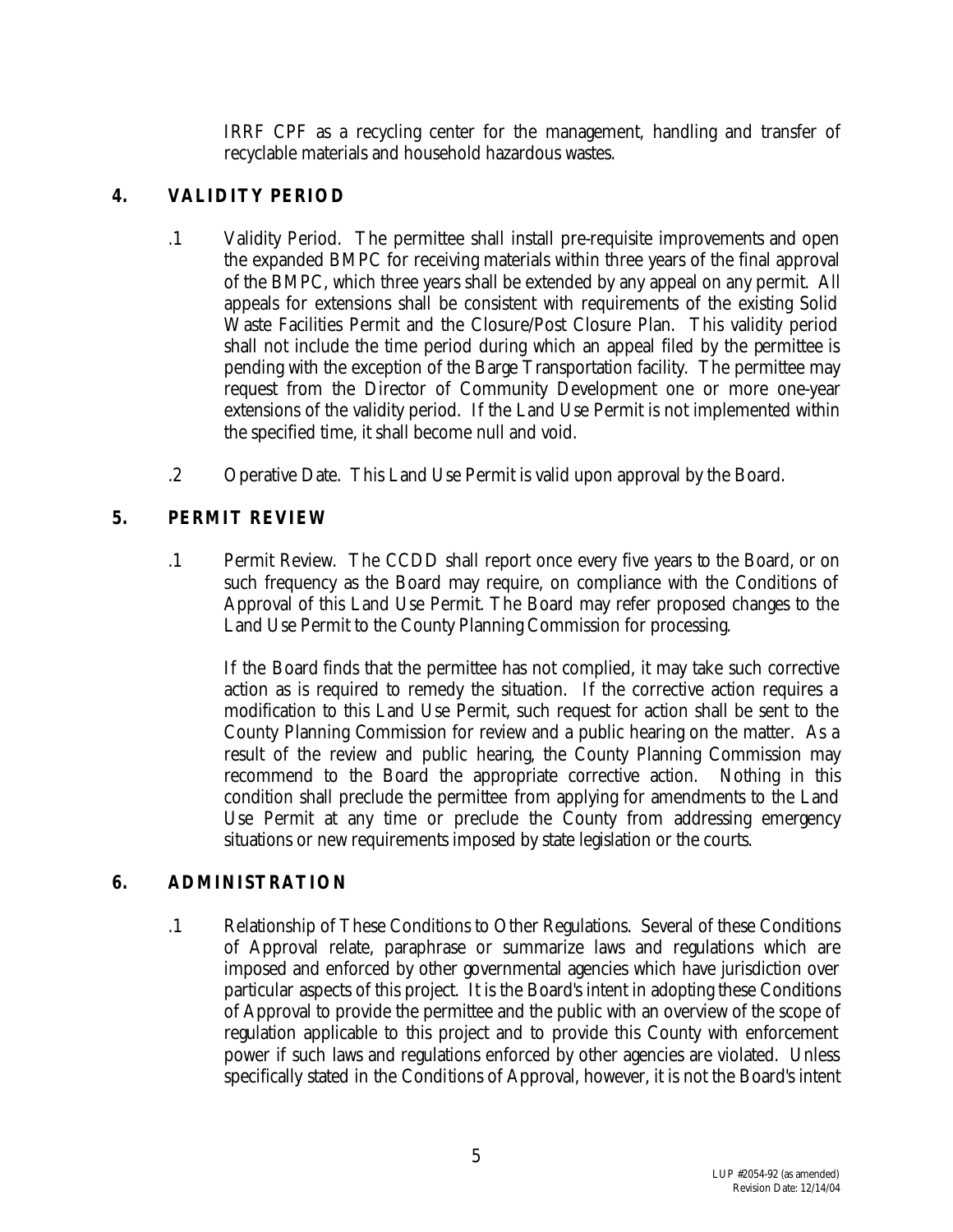IRRF CPF as a recycling center for the management, handling and transfer of recyclable materials and household hazardous wastes.

## 4. VALIDITY PERIOD

.1 Validity Period. The permittee shall install pre-requisite improvements and open the expanded BMPC for receiving materials within three years of the final approval of the BMPC, which three years shall be extended by any appeal on any permit. All appeals for extensions shall be consistent with requirements of the existing Solid Waste Facilities Permit and the Closure/Post Closure Plan. This validity period shall not include the time period during which an appeal filed by the permittee is pending with the exception of the Barge Transportation facility. The permittee may request from the Director of Community Development one or more one-year extensions of the validity period. If the Land Use Permit is not implemented within the specified time, it shall become null and void.

.2 Operative Date. This Land Use Permit is valid upon approval by the Board.

## 5. PERMIT REVIEW

.1 Permit Review. The CCDD shall report once every five years to the Board, or on such frequency as the Board may require, on compliance with the Conditions of Approval of this Land Use Permit. The Board may refer proposed changes to the Land Use Permit to the County Planning Commission for processing.

If the Board finds that the permittee has not complied, it may take such corrective action as is required to remedy the situation. If the corrective action requires a modification to this Land Use Permit, such request for action shall be sent to the County Planning Commission for review and a public hearing on the matter. As a result of the review and public hearing, the County Planning Commission may recommend to the Board the appropriate corrective action. Nothing in this condition shall preclude the permittee from applying for amendments to the Land Use Permit at any time or preclude the County from addressing emergency situations or new requirements imposed by state legislation or the courts.

## 6. ADMINISTRATION

.1 Relationship of These Conditions to Other Regulations. Several of these Conditions of Approval relate, paraphrase or summarize laws and regulations which are imposed and enforced by other governmental agencies which have jurisdiction over particular aspects of this project. It is the Board's intent in adopting these Conditions of Approval to provide the permittee and the public with an overview of the scope of regulation applicable to this project and to provide this County with enforcement power if such laws and regulations enforced by other agencies are violated. Unless specifically stated in the Conditions of Approval, however, it is not the Board's intent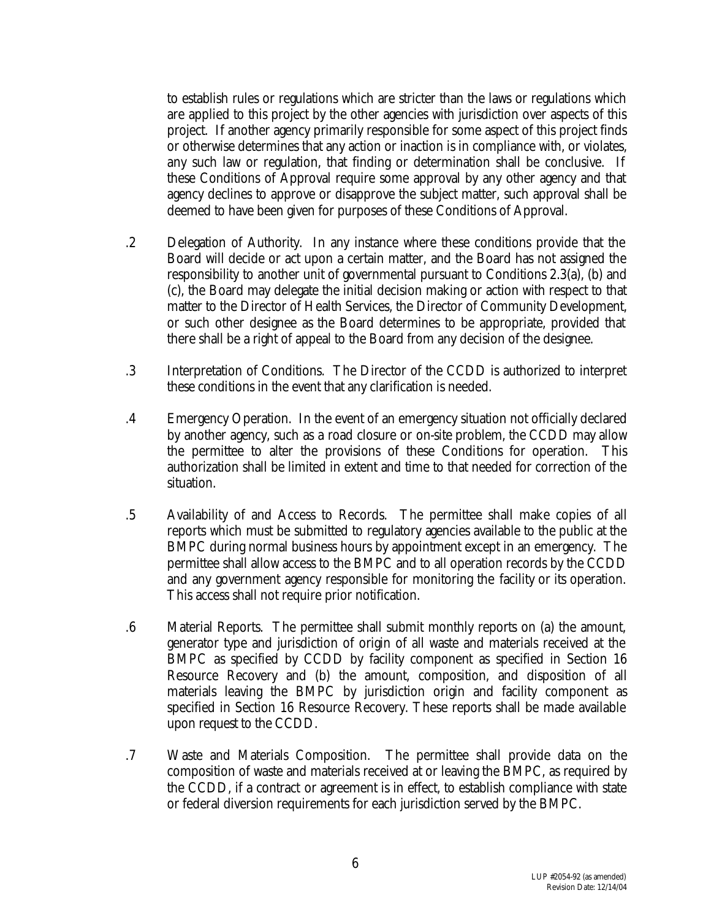to establish rules or regulations which are stricter than the laws or regulations which are applied to this project by the other agencies with jurisdiction over aspects of this project. If another agency primarily responsible for some aspect of this project finds or otherwise determines that any action or inaction is in compliance with, or violates, any such law or regulation, that finding or determination shall be conclusive. If these Conditions of Approval require some approval by any other agency and that agency declines to approve or disapprove the subject matter, such approval shall be deemed to have been given for purposes of these Conditions of Approval.

.2 Delegation of Authority. In any instance where these conditions provide that the Board will decide or act upon a certain matter, and the Board has not assigned the responsibility to another unit of governmental pursuant to Conditions 2.3(a), (b) and (c), the Board may delegate the initial decision making or action with respect to that matter to the Director of Health Services, the Director of Community Development, or such other designee as the Board determines to be appropriate, provided that there shall be a right of appeal to the Board from any decision of the designee.

.3 Interpretation of Conditions. The Director of the CCDD is authorized to interpret these conditions in the event that any clarification is needed.

.4 Emergency Operation. In the event of an emergency situation not officially declared by another agency, such as a road closure or on-site problem, the CCDD may allow the permittee to alter the provisions of these Conditions for operation. This authorization shall be limited in extent and time to that needed for correction of the situation.

.5 Availability of and Access to Records. The permittee shall make copies of all reports which must be submitted to regulatory agencies available to the public at the BMPC during normal business hours by appointment except in an emergency. The permittee shall allow access to the BMPC and to all operation records by the CCDD and any government agency responsible for monitoring the facility or its operation. This access shall not require prior notification.

.6 Material Reports. The permittee shall submit monthly reports on (a) the amount, generator type and jurisdiction of origin of all waste and materials received at the BMPC as specified by CCDD by facility component as specified in Section 16 Resource Recovery and (b) the amount, composition, and disposition of all materials leaving the BMPC by jurisdiction origin and facility component as specified in Section 16 Resource Recovery. These reports shall be made available upon request to the CCDD.

.7 Waste and Materials Composition. The permittee shall provide data on the composition of waste and materials received at or leaving the BMPC, as required by the CCDD, if a contract or agreement is in effect, to establish compliance with state or federal diversion requirements for each jurisdiction served by the BMPC.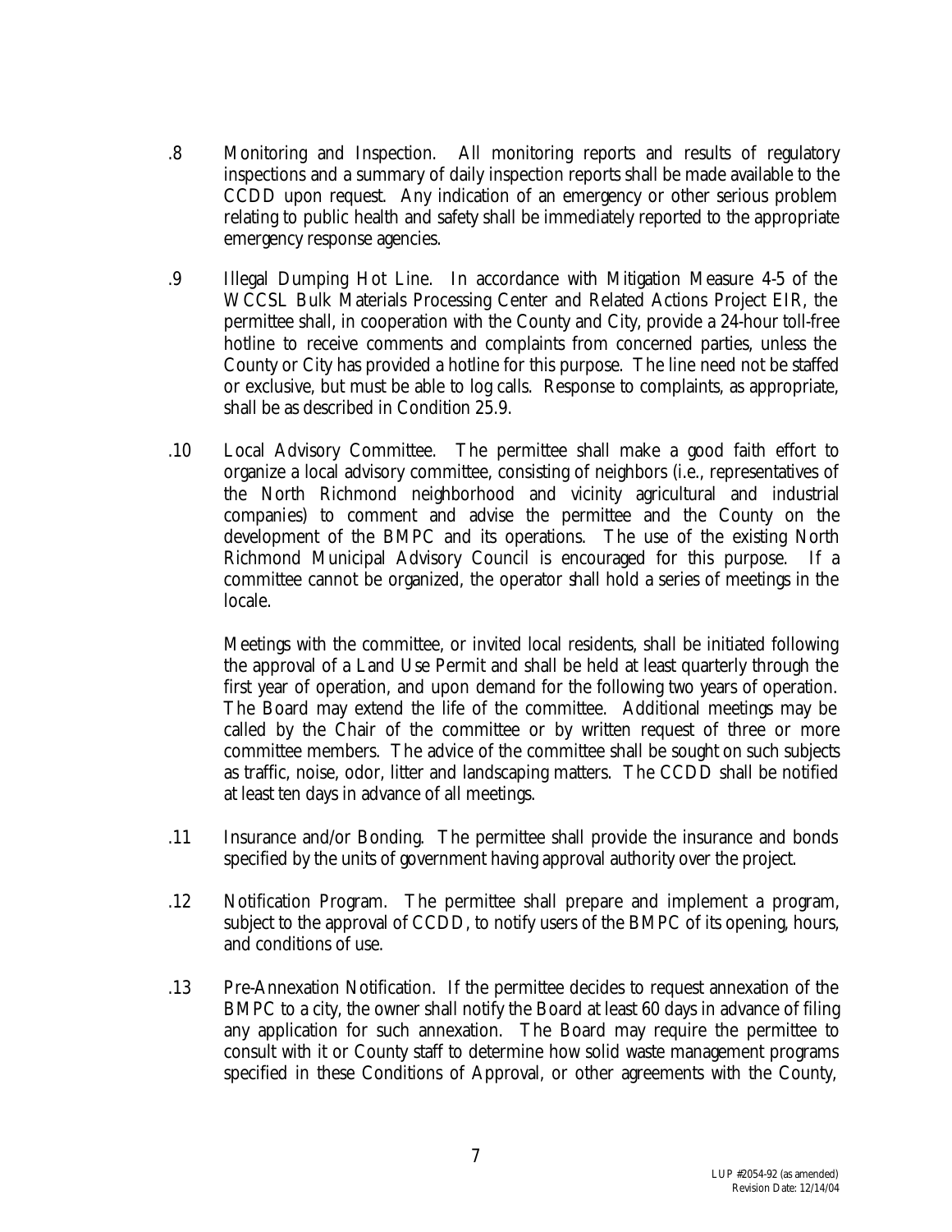.8 Monitoring and Inspection. All monitoring reports and results of regulatory inspections and a summary of daily inspection reports shall be made available to the CCDD upon request. Any indication of an emergency or other serious problem relating to public health and safety shall be immediately reported to the appropriate emergency response agencies.

.9 Illegal Dumping Hot Line. In accordance with Mitigation Measure 4-5 of the WCCSL Bulk Materials Processing Center and Related Actions Project EIR, the permittee shall, in cooperation with the County and City, provide a 24-hour toll-free hotline to receive comments and complaints from concerned parties, unless the County or City has provided a hotline for this purpose. The line need not be staffed or exclusive, but must be able to log calls. Response to complaints, as appropriate, shall be as described in Condition 25.9.

.10 Local Advisory Committee. The permittee shall make a good faith effort to organize a local advisory committee, consisting of neighbors (i.e., representatives of the North Richmond neighborhood and vicinity agricultural and industrial companies) to comment and advise the permittee and the County on the development of the BMPC and its operations. The use of the existing North Richmond Municipal Advisory Council is encouraged for this purpose. If a committee cannot be organized, the operator shall hold a series of meetings in the locale.

Meetings with the committee, or invited local residents, shall be initiated following the approval of a Land Use Permit and shall be held at least quarterly through the first year of operation, and upon demand for the following two years of operation. The Board may extend the life of the committee. Additional meetings may be called by the Chair of the committee or by written request of three or more committee members. The advice of the committee shall be sought on such subjects as traffic, noise, odor, litter and landscaping matters. The CCDD shall be notified at least ten days in advance of all meetings.

.11 Insurance and/or Bonding. The permittee shall provide the insurance and bonds specified by the units of government having approval authority over the project.

.12 Notification Program. The permittee shall prepare and implement a program, subject to the approval of CCDD, to notify users of the BMPC of its opening, hours, and conditions of use.

.13 Pre-Annexation Notification. If the permittee decides to request annexation of the BMPC to a city, the owner shall notify the Board at least 60 days in advance of filing any application for such annexation. The Board may require the permittee to consult with it or County staff to determine how solid waste management programs specified in these Conditions of Approval, or other agreements with the County,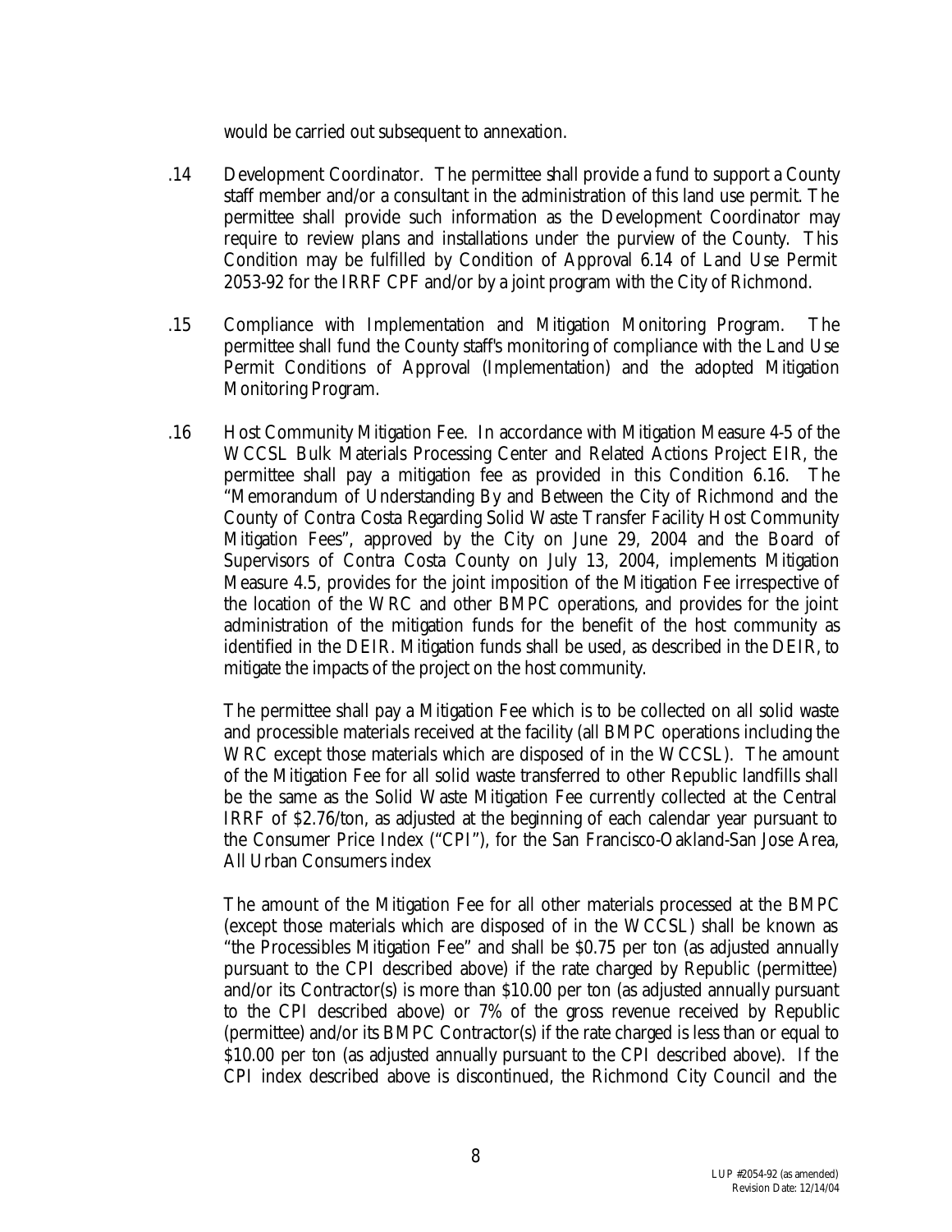would be carried out subsequent to annexation.

.14 Development Coordinator. The permittee shall provide a fund to support a County staff member and/or a consultant in the administration of this land use permit. The permittee shall provide such information as the Development Coordinator may require to review plans and installations under the purview of the County. This Condition may be fulfilled by Condition of Approval 6.14 of Land Use Permit 2053-92 for the IRRF CPF and/or by a joint program with the City of Richmond.

.15 Compliance with Implementation and Mitigation Monitoring Program. The permittee shall fund the County staff's monitoring of compliance with the Land Use Permit Conditions of Approval (Implementation) and the adopted Mitigation Monitoring Program.

.16 Host Community Mitigation Fee. In accordance with Mitigation Measure 4-5 of the WCCSL Bulk Materials Processing Center and Related Actions Project EIR, the permittee shall pay a mitigation fee as provided in this Condition 6.16. The "Memorandum of Understanding By and Between the City of Richmond and the County of Contra Costa Regarding Solid Waste Transfer Facility Host Community Mitigation Fees", approved by the City on June 29, 2004 and the Board of Supervisors of Contra Costa County on July 13, 2004, implements Mitigation Measure 4.5, provides for the joint imposition of the Mitigation Fee irrespective of the location of the WRC and other BMPC operations, and provides for the joint administration of the mitigation funds for the benefit of the host community as identified in the DEIR. Mitigation funds shall be used, as described in the DEIR, to mitigate the impacts of the project on the host community.

The permittee shall pay a Mitigation Fee which is to be collected on all solid waste and processible materials received at the facility (all BMPC operations including the WRC except those materials which are disposed of in the WCCSL). The amount of the Mitigation Fee for all solid waste transferred to other Republic landfills shall be the same as the Solid Waste Mitigation Fee currently collected at the Central IRRF of $2.76/ton, as adjusted at the beginning of each calendar year pursuant to the Consumer Price Index ("CPI"), for the San Francisco-Oakland-San Jose Area, All Urban Consumers index

The amount of the Mitigation Fee for all other materials processed at the BMPC (except those materials which are disposed of in the WCCSL) shall be known as "the Processibles Mitigation Fee" and shall be $0.75 per ton (as adjusted annually pursuant to the CPI described above) if the rate charged by Republic (permittee) and/or its Contractor(s) is more than $10.00 per ton (as adjusted annually pursuant to the CPI described above) or 7% of the gross revenue received by Republic (permittee) and/or its BMPC Contractor(s) if the rate charged is less than or equal to $10.00 per ton (as adjusted annually pursuant to the CPI described above). If the CPI index described above is discontinued, the Richmond City Council and the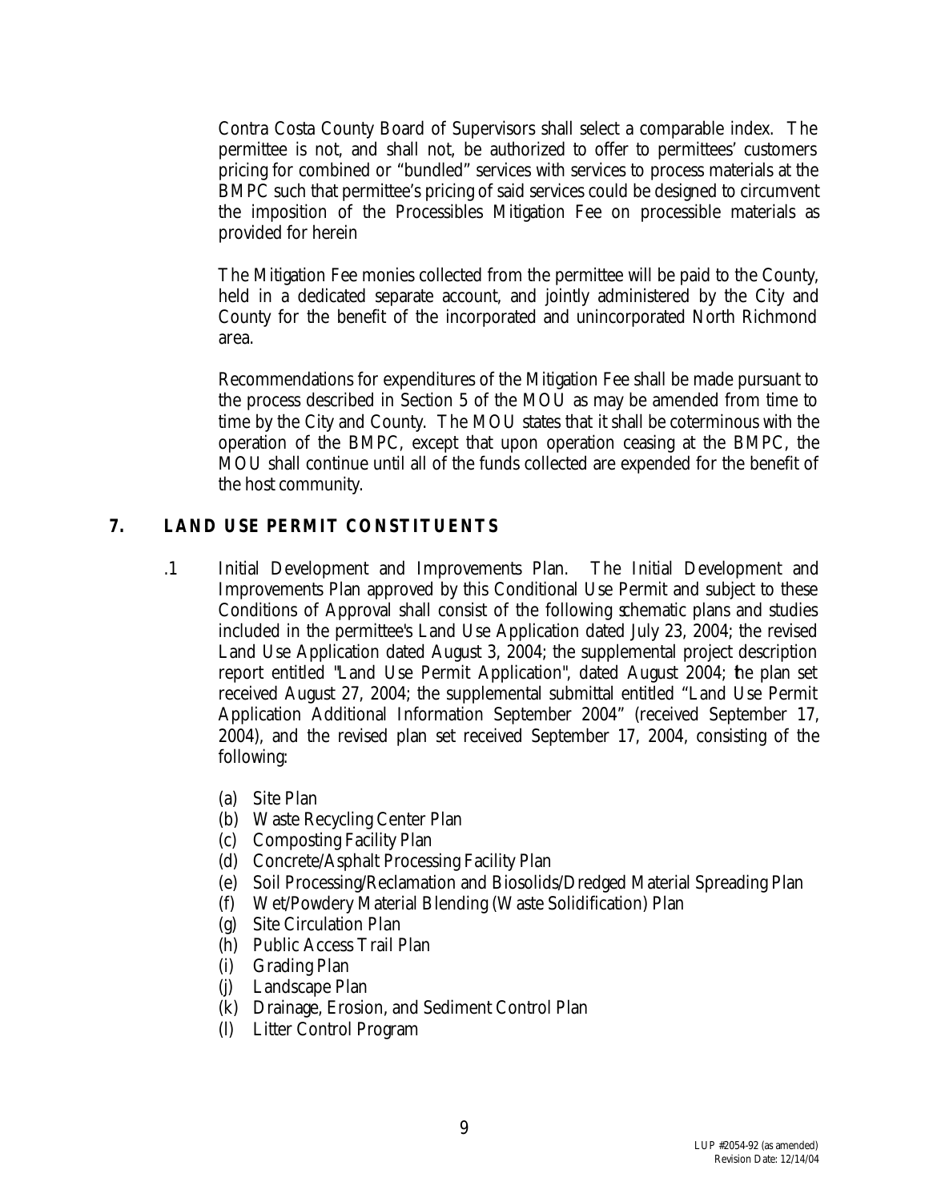Contra Costa County Board of Supervisors shall select a comparable index. The permittee is not, and shall not, be authorized to offer to permittees' customers pricing for combined or "bundled" services with services to process materials at the BMPC such that permittee's pricing of said services could be designed to circumvent the imposition of the Processibles Mitigation Fee on processible materials as provided for herein

The Mitigation Fee monies collected from the permittee will be paid to the County, held in a dedicated separate account, and jointly administered by the City and County for the benefit of the incorporated and unincorporated North Richmond area.

Recommendations for expenditures of the Mitigation Fee shall be made pursuant to the process described in Section 5 of the MOU as may be amended from time to time by the City and County. The MOU states that it shall be coterminous with the operation of the BMPC, except that upon operation ceasing at the BMPC, the MOU shall continue until all of the funds collected are expended for the benefit of the host community.

## 7. LAND USE PERMIT CONSTITUENTS

.1 Initial Development and Improvements Plan. The Initial Development and Improvements Plan approved by this Conditional Use Permit and subject to these Conditions of Approval shall consist of the following schematic plans and studies included in the permittee's Land Use Application dated July 23, 2004; the revised Land Use Application dated August 3, 2004; the supplemental project description report entitled "Land Use Permit Application", dated August 2004; the plan set received August 27, 2004; the supplemental submittal entitled "Land Use Permit Application Additional Information September 2004" (received September 17, 2004), and the revised plan set received September 17, 2004, consisting of the following:

(a) Site Plan
(b) Waste Recycling Center Plan
(c) Composting Facility Plan
(d) Concrete/Asphalt Processing Facility Plan
(e) Soil Processing/Reclamation and Biosolids/Dredged Material Spreading Plan
(f) Wet/Powdery Material Blending (Waste Solidification) Plan
(g) Site Circulation Plan
(h) Public Access Trail Plan
(i) Grading Plan
(j) Landscape Plan
(k) Drainage, Erosion, and Sediment Control Plan
(l) Litter Control Program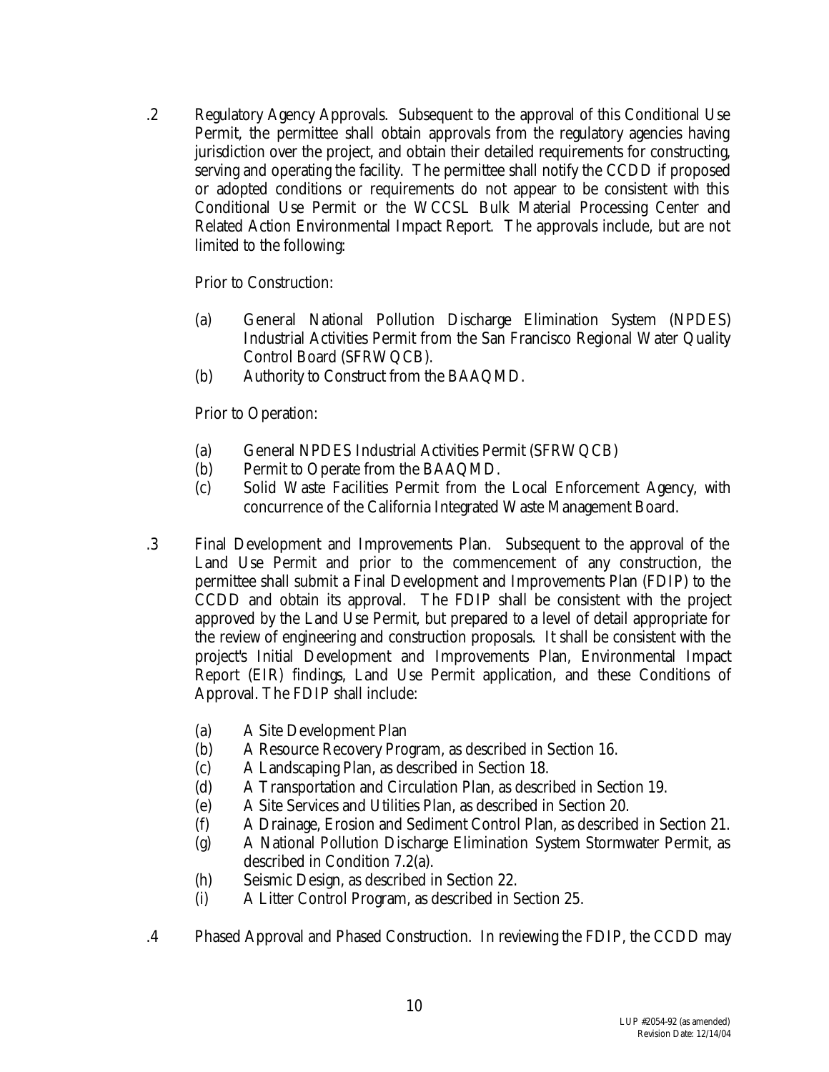.2 Regulatory Agency Approvals. Subsequent to the approval of this Conditional Use Permit, the permittee shall obtain approvals from the regulatory agencies having jurisdiction over the project, and obtain their detailed requirements for constructing, serving and operating the facility. The permittee shall notify the CCDD if proposed or adopted conditions or requirements do not appear to be consistent with this Conditional Use Permit or the WCCSL Bulk Material Processing Center and Related Action Environmental Impact Report. The approvals include, but are not limited to the following:

Prior to Construction:

- (a) General National Pollution Discharge Elimination System (NPDES) Industrial Activities Permit from the San Francisco Regional Water Quality Control Board (SFRWQCB).
- (b) Authority to Construct from the BAAQMD.

Prior to Operation:

- (a) General NPDES Industrial Activities Permit (SFRWQCB)
- (b) Permit to Operate from the BAAQMD.
- (c) Solid Waste Facilities Permit from the Local Enforcement Agency, with concurrence of the California Integrated Waste Management Board.

.3 Final Development and Improvements Plan. Subsequent to the approval of the Land Use Permit and prior to the commencement of any construction, the permittee shall submit a Final Development and Improvements Plan (FDIP) to the CCDD and obtain its approval. The FDIP shall be consistent with the project approved by the Land Use Permit, but prepared to a level of detail appropriate for the review of engineering and construction proposals. It shall be consistent with the project's Initial Development and Improvements Plan, Environmental Impact Report (EIR) findings, Land Use Permit application, and these Conditions of Approval. The FDIP shall include:

- (a) A Site Development Plan
- (b) A Resource Recovery Program, as described in Section 16.
- (c) A Landscaping Plan, as described in Section 18.
- (d) A Transportation and Circulation Plan, as described in Section 19.
- (e) A Site Services and Utilities Plan, as described in Section 20.
- (f) A Drainage, Erosion and Sediment Control Plan, as described in Section 21.
- (g) A National Pollution Discharge Elimination System Stormwater Permit, as described in Condition 7.2(a).
- (h) Seismic Design, as described in Section 22.
- (i) A Litter Control Program, as described in Section 25.

.4 Phased Approval and Phased Construction. In reviewing the FDIP, the CCDD may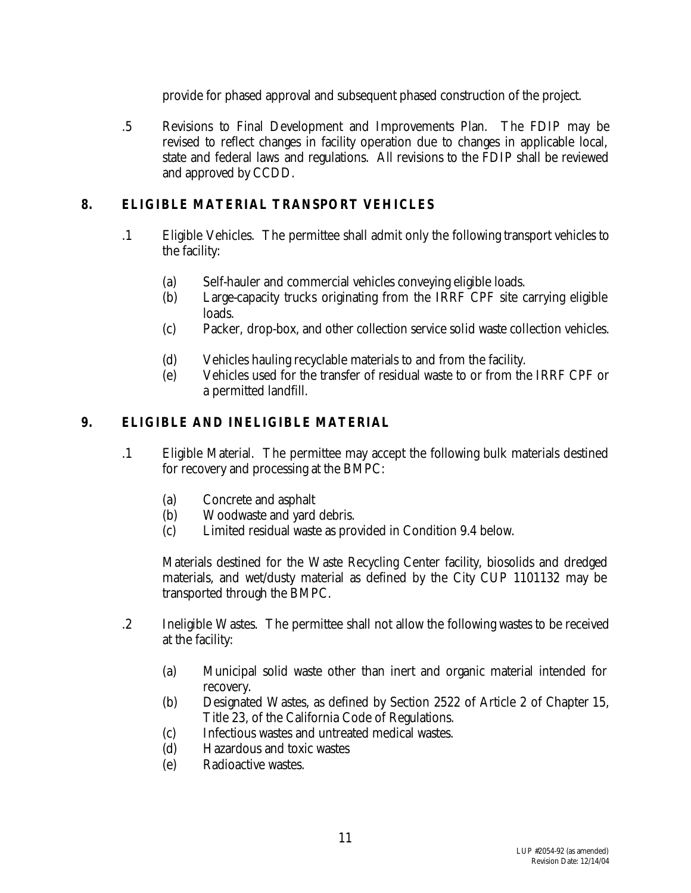provide for phased approval and subsequent phased construction of the project.

.5 Revisions to Final Development and Improvements Plan. The FDIP may be revised to reflect changes in facility operation due to changes in applicable local, state and federal laws and regulations. All revisions to the FDIP shall be reviewed and approved by CCDD.

## 8. ELIGIBLE MATERIAL TRANSPORT VEHICLES

.1 Eligible Vehicles. The permittee shall admit only the following transport vehicles to the facility:

(a) Self-hauler and commercial vehicles conveying eligible loads.
(b) Large-capacity trucks originating from the IRRF CPF site carrying eligible loads.
(c) Packer, drop-box, and other collection service solid waste collection vehicles.
(d) Vehicles hauling recyclable materials to and from the facility.
(e) Vehicles used for the transfer of residual waste to or from the IRRF CPF or a permitted landfill.

## 9. ELIGIBLE AND INELIGIBLE MATERIAL

.1 Eligible Material. The permittee may accept the following bulk materials destined for recovery and processing at the BMPC:

(a) Concrete and asphalt
(b) Woodwaste and yard debris.
(c) Limited residual waste as provided in Condition 9.4 below.

Materials destined for the Waste Recycling Center facility, biosolids and dredged materials, and wet/dusty material as defined by the City CUP 1101132 may be transported through the BMPC.

.2 Ineligible Wastes. The permittee shall not allow the following wastes to be received at the facility:

(a) Municipal solid waste other than inert and organic material intended for recovery.
(b) Designated Wastes, as defined by Section 2522 of Article 2 of Chapter 15, Title 23, of the California Code of Regulations.
(c) Infectious wastes and untreated medical wastes.
(d) Hazardous and toxic wastes
(e) Radioactive wastes.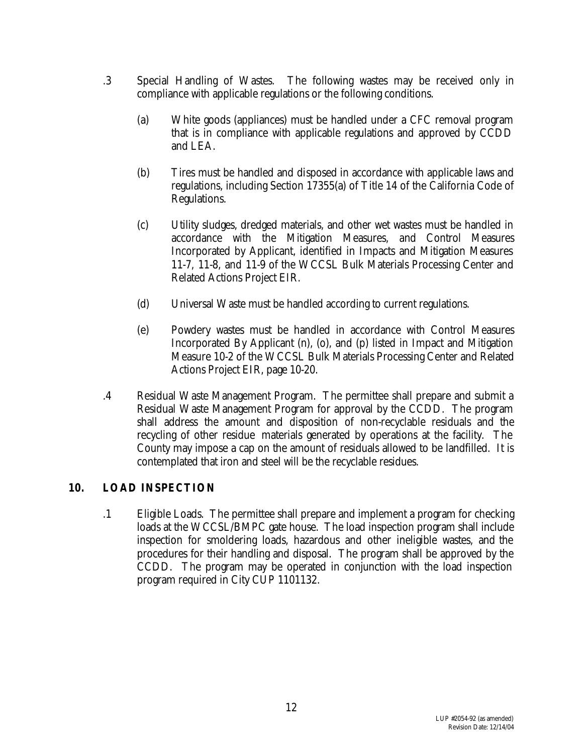.3 Special Handling of Wastes. The following wastes may be received only in compliance with applicable regulations or the following conditions.

(a) White goods (appliances) must be handled under a CFC removal program that is in compliance with applicable regulations and approved by CCDD and LEA.

(b) Tires must be handled and disposed in accordance with applicable laws and regulations, including Section 17355(a) of Title 14 of the California Code of Regulations.

(c) Utility sludges, dredged materials, and other wet wastes must be handled in accordance with the Mitigation Measures, and Control Measures Incorporated by Applicant, identified in Impacts and Mitigation Measures 11-7, 11-8, and 11-9 of the WCCSL Bulk Materials Processing Center and Related Actions Project EIR.

(d) Universal Waste must be handled according to current regulations.

(e) Powdery wastes must be handled in accordance with Control Measures Incorporated By Applicant (n), (o), and (p) listed in Impact and Mitigation Measure 10-2 of the WCCSL Bulk Materials Processing Center and Related Actions Project EIR, page 10-20.

.4 Residual Waste Management Program. The permittee shall prepare and submit a Residual Waste Management Program for approval by the CCDD. The program shall address the amount and disposition of non-recyclable residuals and the recycling of other residue materials generated by operations at the facility. The County may impose a cap on the amount of residuals allowed to be landfilled. It is contemplated that iron and steel will be the recyclable residues.

## 10. LOAD INSPECTION

.1 Eligible Loads. The permittee shall prepare and implement a program for checking loads at the WCCSL/BMPC gate house. The load inspection program shall include inspection for smoldering loads, hazardous and other ineligible wastes, and the procedures for their handling and disposal. The program shall be approved by the CCDD. The program may be operated in conjunction with the load inspection program required in City CUP 1101132.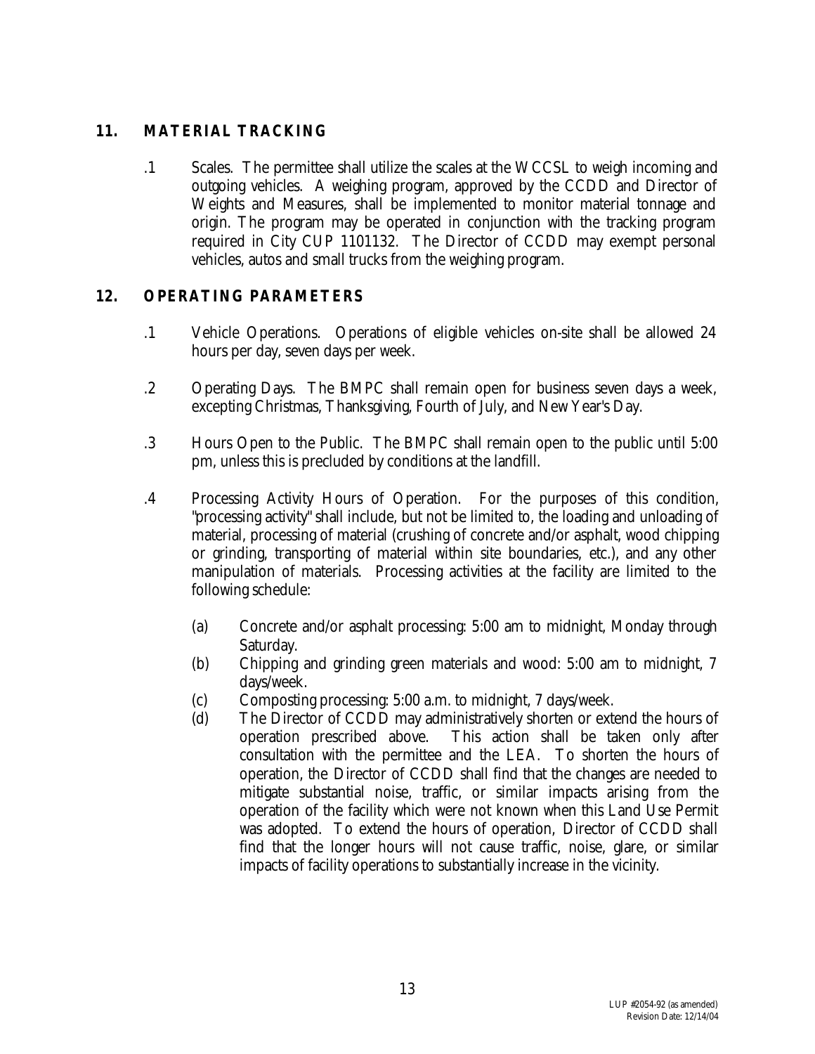## 11. MATERIAL TRACKING

.1 Scales. The permittee shall utilize the scales at the WCCSL to weigh incoming and outgoing vehicles. A weighing program, approved by the CCDD and Director of Weights and Measures, shall be implemented to monitor material tonnage and origin. The program may be operated in conjunction with the tracking program required in City CUP 1101132. The Director of CCDD may exempt personal vehicles, autos and small trucks from the weighing program.

## 12. OPERATING PARAMETERS

.1 Vehicle Operations. Operations of eligible vehicles on-site shall be allowed 24 hours per day, seven days per week.

.2 Operating Days. The BMPC shall remain open for business seven days a week, excepting Christmas, Thanksgiving, Fourth of July, and New Year's Day.

.3 Hours Open to the Public. The BMPC shall remain open to the public until 5:00 pm, unless this is precluded by conditions at the landfill.

.4 Processing Activity Hours of Operation. For the purposes of this condition, "processing activity" shall include, but not be limited to, the loading and unloading of material, processing of material (crushing of concrete and/or asphalt, wood chipping or grinding, transporting of material within site boundaries, etc.), and any other manipulation of materials. Processing activities at the facility are limited to the following schedule:

- (a) Concrete and/or asphalt processing: 5:00 am to midnight, Monday through Saturday.
- (b) Chipping and grinding green materials and wood: 5:00 am to midnight, 7 days/week.
- (c) Composting processing: 5:00 a.m. to midnight, 7 days/week.
- (d) The Director of CCDD may administratively shorten or extend the hours of operation prescribed above. This action shall be taken only after consultation with the permittee and the LEA. To shorten the hours of operation, the Director of CCDD shall find that the changes are needed to mitigate substantial noise, traffic, or similar impacts arising from the operation of the facility which were not known when this Land Use Permit was adopted. To extend the hours of operation, Director of CCDD shall find that the longer hours will not cause traffic, noise, glare, or similar impacts of facility operations to substantially increase in the vicinity.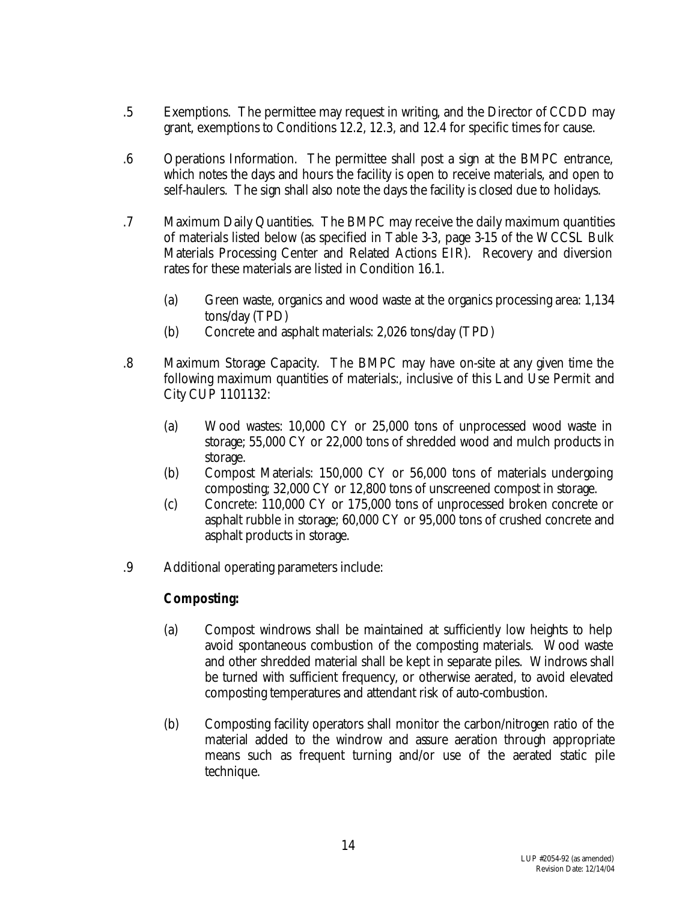.5 Exemptions. The permittee may request in writing, and the Director of CCDD may grant, exemptions to Conditions 12.2, 12.3, and 12.4 for specific times for cause.

.6 Operations Information. The permittee shall post a sign at the BMPC entrance, which notes the days and hours the facility is open to receive materials, and open to self-haulers. The sign shall also note the days the facility is closed due to holidays.

.7 Maximum Daily Quantities. The BMPC may receive the daily maximum quantities of materials listed below (as specified in Table 3-3, page 3-15 of the WCCSL Bulk Materials Processing Center and Related Actions EIR). Recovery and diversion rates for these materials are listed in Condition 16.1.

(a) Green waste, organics and wood waste at the organics processing area: 1,134 tons/day (TPD)

(b) Concrete and asphalt materials: 2,026 tons/day (TPD)

.8 Maximum Storage Capacity. The BMPC may have on-site at any given time the following maximum quantities of materials:, inclusive of this Land Use Permit and City CUP 1101132:

(a) Wood wastes: 10,000 CY or 25,000 tons of unprocessed wood waste in storage; 55,000 CY or 22,000 tons of shredded wood and mulch products in storage.

(b) Compost Materials: 150,000 CY or 56,000 tons of materials undergoing composting; 32,000 CY or 12,800 tons of unscreened compost in storage.

(c) Concrete: 110,000 CY or 175,000 tons of unprocessed broken concrete or asphalt rubble in storage; 60,000 CY or 95,000 tons of crushed concrete and asphalt products in storage.

.9 Additional operating parameters include:

**Composting:**

(a) Compost windrows shall be maintained at sufficiently low heights to help avoid spontaneous combustion of the composting materials. Wood waste and other shredded material shall be kept in separate piles. Windrows shall be turned with sufficient frequency, or otherwise aerated, to avoid elevated composting temperatures and attendant risk of auto-combustion.

(b) Composting facility operators shall monitor the carbon/nitrogen ratio of the material added to the windrow and assure aeration through appropriate means such as frequent turning and/or use of the aerated static pile technique.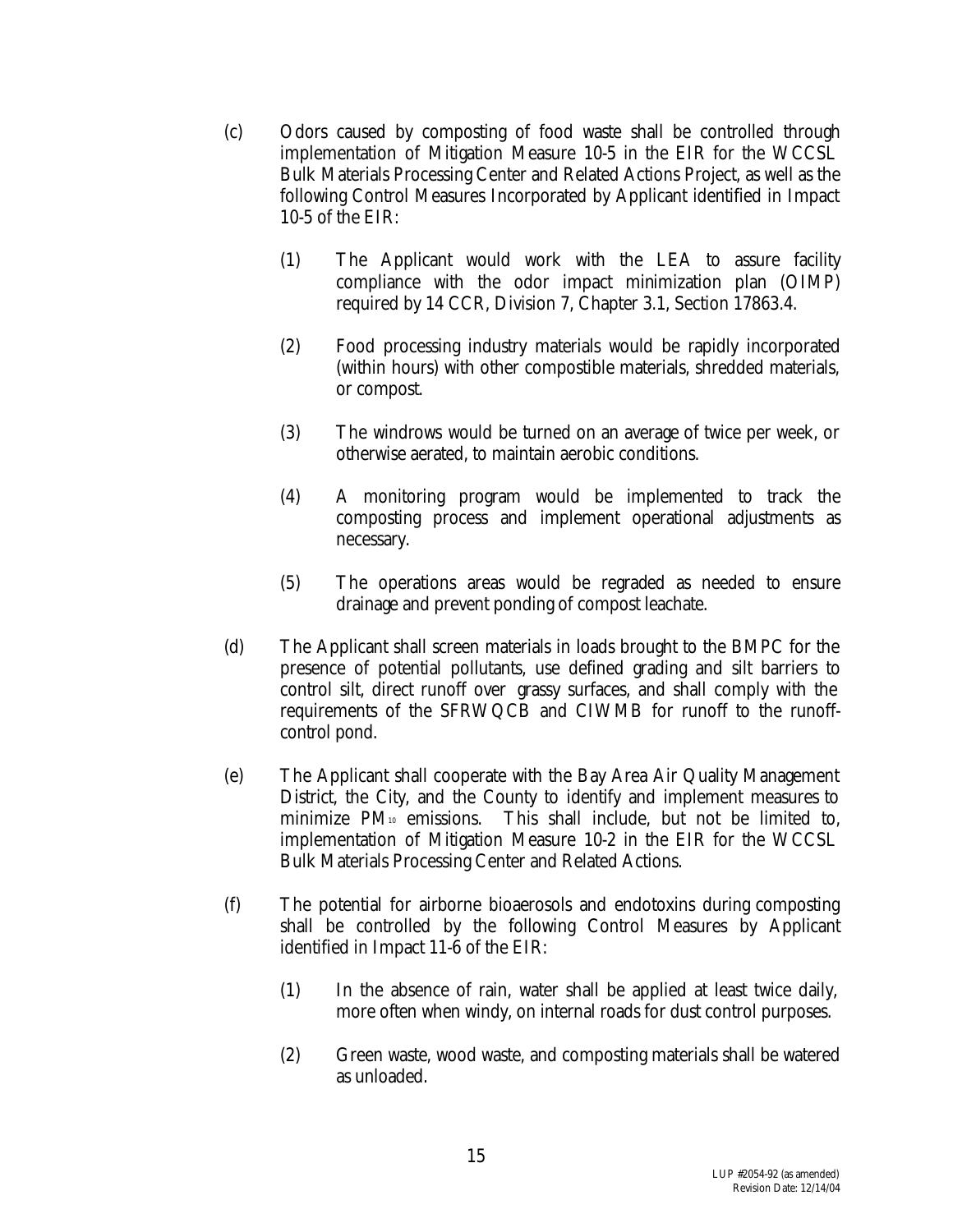(c) Odors caused by composting of food waste shall be controlled through implementation of Mitigation Measure 10-5 in the EIR for the WCCSL Bulk Materials Processing Center and Related Actions Project, as well as the following Control Measures Incorporated by Applicant identified in Impact 10-5 of the EIR:

  (1) The Applicant would work with the LEA to assure facility compliance with the odor impact minimization plan (OIMP) required by 14 CCR, Division 7, Chapter 3.1, Section 17863.4.

  (2) Food processing industry materials would be rapidly incorporated (within hours) with other compostible materials, shredded materials, or compost.

  (3) The windrows would be turned on an average of twice per week, or otherwise aerated, to maintain aerobic conditions.

  (4) A monitoring program would be implemented to track the composting process and implement operational adjustments as necessary.

  (5) The operations areas would be regraded as needed to ensure drainage and prevent ponding of compost leachate.

(d) The Applicant shall screen materials in loads brought to the BMPC for the presence of potential pollutants, use defined grading and silt barriers to control silt, direct runoff over grassy surfaces, and shall comply with the requirements of the SFRWQCB and CIWMB for runoff to the runoff-control pond.

(e) The Applicant shall cooperate with the Bay Area Air Quality Management District, the City, and the County to identify and implement measures to minimize $PM_{10}$ emissions. This shall include, but not be limited to, implementation of Mitigation Measure 10-2 in the EIR for the WCCSL Bulk Materials Processing Center and Related Actions.

(f) The potential for airborne bioaerosols and endotoxins during composting shall be controlled by the following Control Measures by Applicant identified in Impact 11-6 of the EIR:

  (1) In the absence of rain, water shall be applied at least twice daily, more often when windy, on internal roads for dust control purposes.

  (2) Green waste, wood waste, and composting materials shall be watered as unloaded.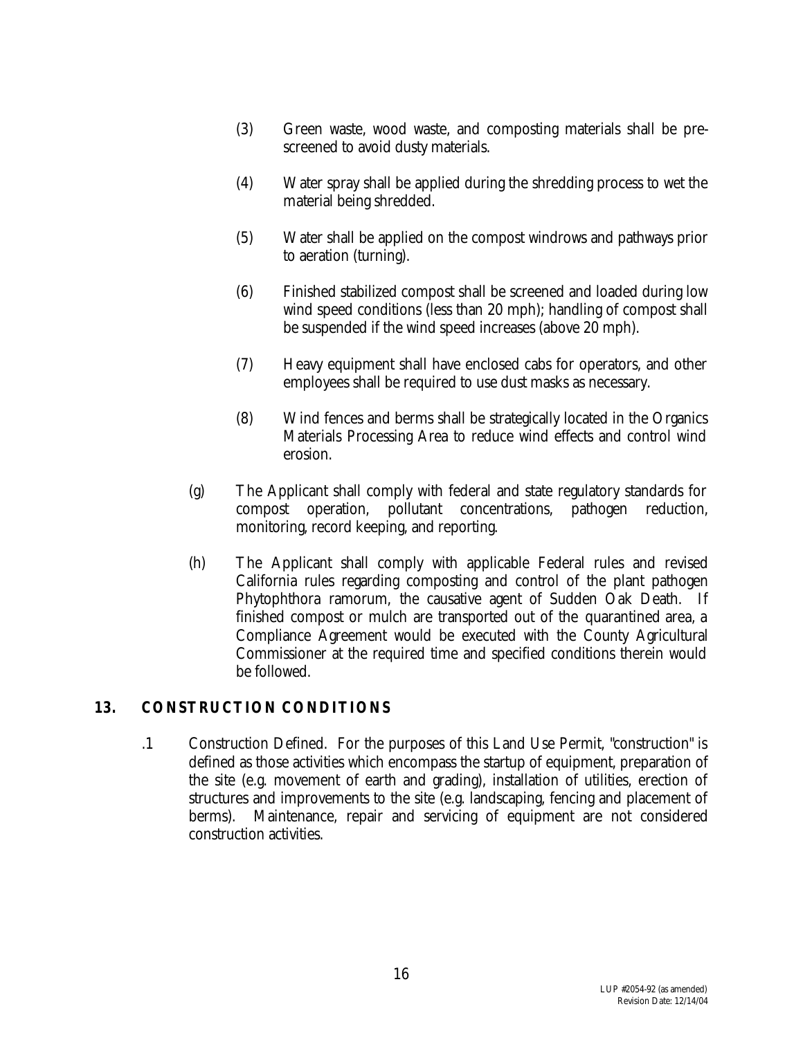(3) Green waste, wood waste, and composting materials shall be pre-screened to avoid dusty materials.

(4) Water spray shall be applied during the shredding process to wet the material being shredded.

(5) Water shall be applied on the compost windrows and pathways prior to aeration (turning).

(6) Finished stabilized compost shall be screened and loaded during low wind speed conditions (less than 20 mph); handling of compost shall be suspended if the wind speed increases (above 20 mph).

(7) Heavy equipment shall have enclosed cabs for operators, and other employees shall be required to use dust masks as necessary.

(8) Wind fences and berms shall be strategically located in the Organics Materials Processing Area to reduce wind effects and control wind erosion.

(g) The Applicant shall comply with federal and state regulatory standards for compost operation, pollutant concentrations, pathogen reduction, monitoring, record keeping, and reporting.

(h) The Applicant shall comply with applicable Federal rules and revised California rules regarding composting and control of the plant pathogen Phytophthora ramorum, the causative agent of Sudden Oak Death. If finished compost or mulch are transported out of the quarantined area, a Compliance Agreement would be executed with the County Agricultural Commissioner at the required time and specified conditions therein would be followed.

## 13. CONSTRUCTION CONDITIONS

.1 Construction Defined. For the purposes of this Land Use Permit, "construction" is defined as those activities which encompass the startup of equipment, preparation of the site (e.g. movement of earth and grading), installation of utilities, erection of structures and improvements to the site (e.g. landscaping, fencing and placement of berms). Maintenance, repair and servicing of equipment are not considered construction activities.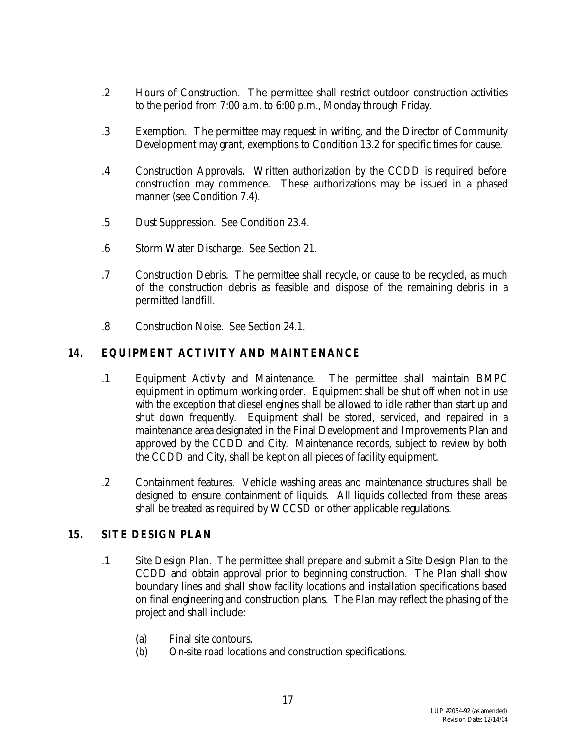.2 Hours of Construction. The permittee shall restrict outdoor construction activities to the period from 7:00 a.m. to 6:00 p.m., Monday through Friday.

.3 Exemption. The permittee may request in writing, and the Director of Community Development may grant, exemptions to Condition 13.2 for specific times for cause.

.4 Construction Approvals. Written authorization by the CCDD is required before construction may commence. These authorizations may be issued in a phased manner (see Condition 7.4).

.5 Dust Suppression. See Condition 23.4.

.6 Storm Water Discharge. See Section 21.

.7 Construction Debris. The permittee shall recycle, or cause to be recycled, as much of the construction debris as feasible and dispose of the remaining debris in a permitted landfill.

.8 Construction Noise. See Section 24.1.

## 14. EQUIPMENT ACTIVITY AND MAINTENANCE

.1 Equipment Activity and Maintenance. The permittee shall maintain BMPC equipment in optimum working order. Equipment shall be shut off when not in use with the exception that diesel engines shall be allowed to idle rather than start up and shut down frequently. Equipment shall be stored, serviced, and repaired in a maintenance area designated in the Final Development and Improvements Plan and approved by the CCDD and City. Maintenance records, subject to review by both the CCDD and City, shall be kept on all pieces of facility equipment.

.2 Containment features. Vehicle washing areas and maintenance structures shall be designed to ensure containment of liquids. All liquids collected from these areas shall be treated as required by WCCSD or other applicable regulations.

## 15. SITE DESIGN PLAN

.1 Site Design Plan. The permittee shall prepare and submit a Site Design Plan to the CCDD and obtain approval prior to beginning construction. The Plan shall show boundary lines and shall show facility locations and installation specifications based on final engineering and construction plans. The Plan may reflect the phasing of the project and shall include:

(a) Final site contours.
(b) On-site road locations and construction specifications.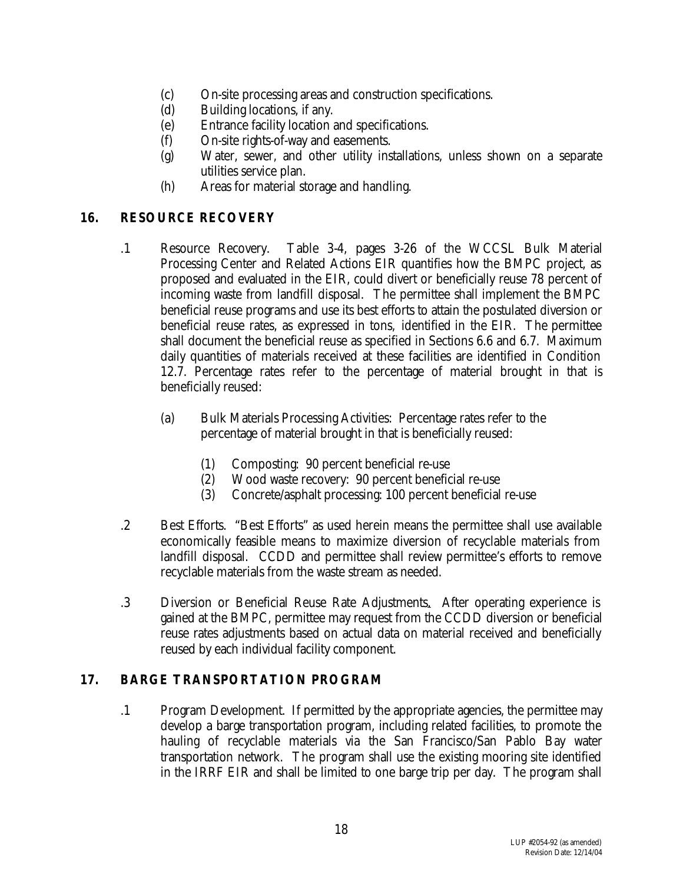(c) On-site processing areas and construction specifications.
(d) Building locations, if any.
(e) Entrance facility location and specifications.
(f) On-site rights-of-way and easements.
(g) Water, sewer, and other utility installations, unless shown on a separate utilities service plan.
(h) Areas for material storage and handling.

## 16. RESOURCE RECOVERY

.1 Resource Recovery. Table 3-4, pages 3-26 of the WCCSL Bulk Material Processing Center and Related Actions EIR quantifies how the BMPC project, as proposed and evaluated in the EIR, could divert or beneficially reuse 78 percent of incoming waste from landfill disposal. The permittee shall implement the BMPC beneficial reuse programs and use its best efforts to attain the postulated diversion or beneficial reuse rates, as expressed in tons, identified in the EIR. The permittee shall document the beneficial reuse as specified in Sections 6.6 and 6.7. Maximum daily quantities of materials received at these facilities are identified in Condition 12.7. Percentage rates refer to the percentage of material brought in that is beneficially reused:

(a) Bulk Materials Processing Activities: Percentage rates refer to the percentage of material brought in that is beneficially reused:

(1) Composting: 90 percent beneficial re-use
(2) Wood waste recovery: 90 percent beneficial re-use
(3) Concrete/asphalt processing: 100 percent beneficial re-use

.2 Best Efforts. "Best Efforts" as used herein means the permittee shall use available economically feasible means to maximize diversion of recyclable materials from landfill disposal. CCDD and permittee shall review permittee's efforts to remove recyclable materials from the waste stream as needed.

.3 Diversion or Beneficial Reuse Rate Adjustments. After operating experience is gained at the BMPC, permittee may request from the CCDD diversion or beneficial reuse rates adjustments based on actual data on material received and beneficially reused by each individual facility component.

## 17. BARGE TRANSPORTATION PROGRAM

.1 Program Development. If permitted by the appropriate agencies, the permittee may develop a barge transportation program, including related facilities, to promote the hauling of recyclable materials via the San Francisco/San Pablo Bay water transportation network. The program shall use the existing mooring site identified in the IRRF EIR and shall be limited to one barge trip per day. The program shall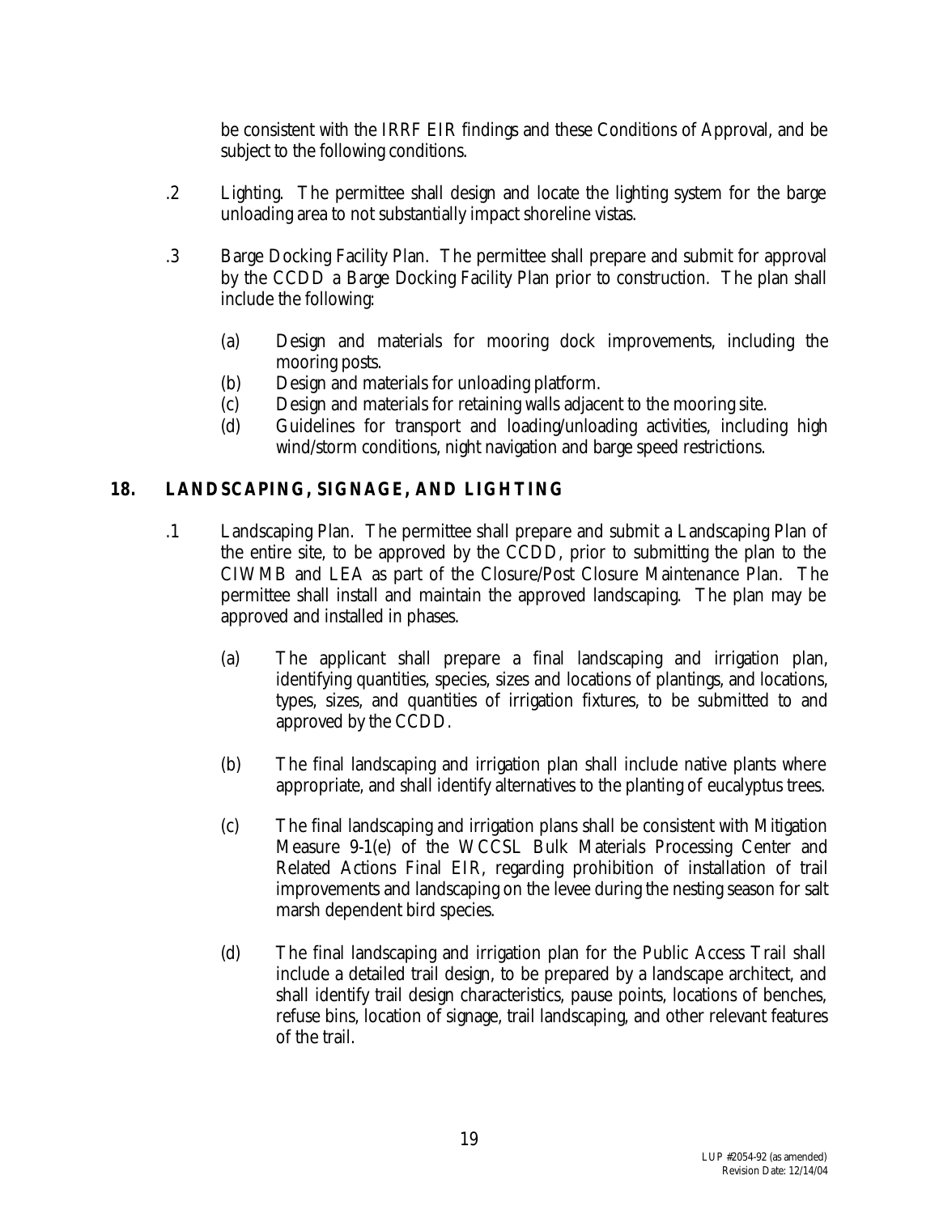be consistent with the IRRF EIR findings and these Conditions of Approval, and be subject to the following conditions.

.2 Lighting. The permittee shall design and locate the lighting system for the barge unloading area to not substantially impact shoreline vistas.

.3 Barge Docking Facility Plan. The permittee shall prepare and submit for approval by the CCDD a Barge Docking Facility Plan prior to construction. The plan shall include the following:

(a) Design and materials for mooring dock improvements, including the mooring posts.
(b) Design and materials for unloading platform.
(c) Design and materials for retaining walls adjacent to the mooring site.
(d) Guidelines for transport and loading/unloading activities, including high wind/storm conditions, night navigation and barge speed restrictions.

## 18. LANDSCAPING, SIGNAGE, AND LIGHTING

.1 Landscaping Plan. The permittee shall prepare and submit a Landscaping Plan of the entire site, to be approved by the CCDD, prior to submitting the plan to the CIWMB and LEA as part of the Closure/Post Closure Maintenance Plan. The permittee shall install and maintain the approved landscaping. The plan may be approved and installed in phases.

(a) The applicant shall prepare a final landscaping and irrigation plan, identifying quantities, species, sizes and locations of plantings, and locations, types, sizes, and quantities of irrigation fixtures, to be submitted to and approved by the CCDD.

(b) The final landscaping and irrigation plan shall include native plants where appropriate, and shall identify alternatives to the planting of eucalyptus trees.

(c) The final landscaping and irrigation plans shall be consistent with Mitigation Measure 9-1(e) of the WCCSL Bulk Materials Processing Center and Related Actions Final EIR, regarding prohibition of installation of trail improvements and landscaping on the levee during the nesting season for salt marsh dependent bird species.

(d) The final landscaping and irrigation plan for the Public Access Trail shall include a detailed trail design, to be prepared by a landscape architect, and shall identify trail design characteristics, pause points, locations of benches, refuse bins, location of signage, trail landscaping, and other relevant features of the trail.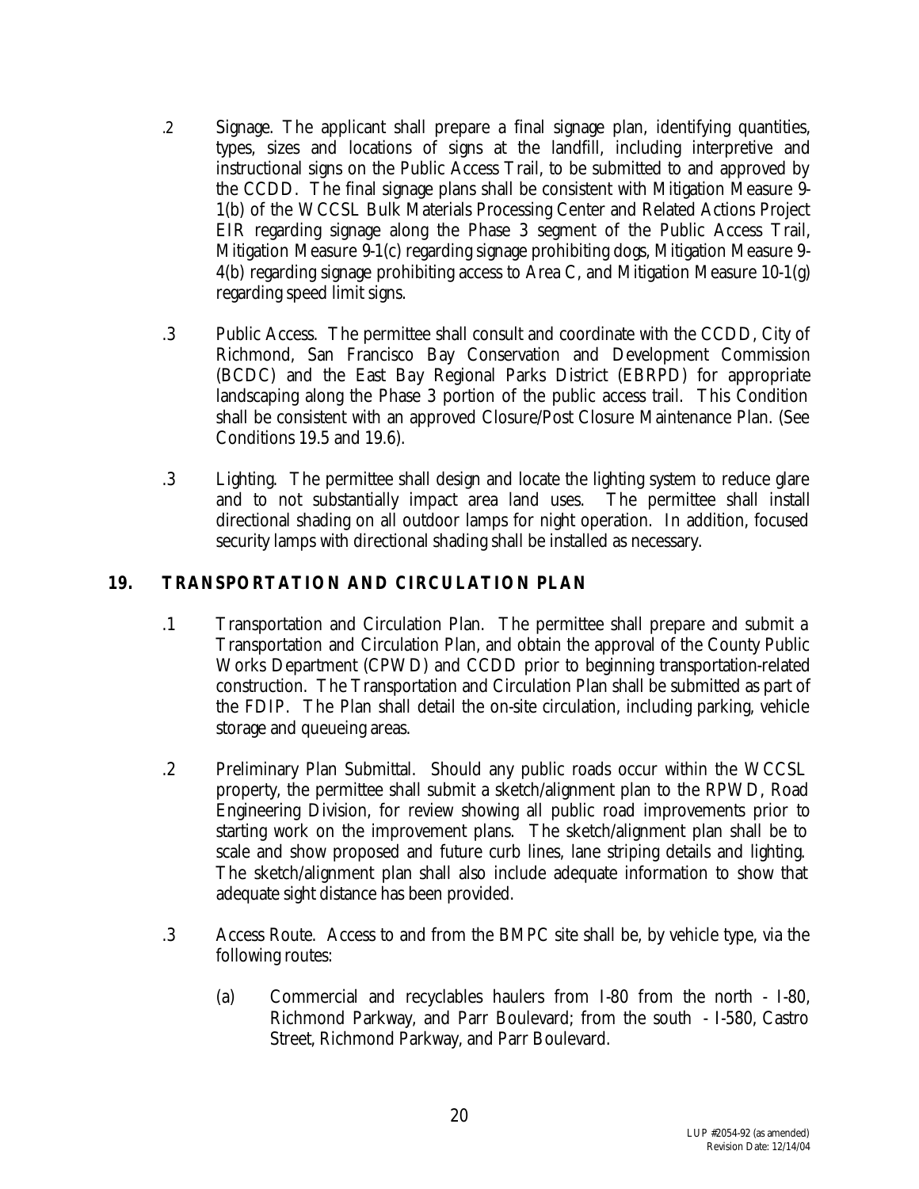.2 Signage. The applicant shall prepare a final signage plan, identifying quantities, types, sizes and locations of signs at the landfill, including interpretive and instructional signs on the Public Access Trail, to be submitted to and approved by the CCDD. The final signage plans shall be consistent with Mitigation Measure 9-1(b) of the WCCSL Bulk Materials Processing Center and Related Actions Project EIR regarding signage along the Phase 3 segment of the Public Access Trail, Mitigation Measure 9-1(c) regarding signage prohibiting dogs, Mitigation Measure 9-4(b) regarding signage prohibiting access to Area C, and Mitigation Measure 10-1(g) regarding speed limit signs.

.3 Public Access. The permittee shall consult and coordinate with the CCDD, City of Richmond, San Francisco Bay Conservation and Development Commission (BCDC) and the East Bay Regional Parks District (EBRPD) for appropriate landscaping along the Phase 3 portion of the public access trail. This Condition shall be consistent with an approved Closure/Post Closure Maintenance Plan. (See Conditions 19.5 and 19.6).

.3 Lighting. The permittee shall design and locate the lighting system to reduce glare and to not substantially impact area land uses. The permittee shall install directional shading on all outdoor lamps for night operation. In addition, focused security lamps with directional shading shall be installed as necessary.

## 19. TRANSPORTATION AND CIRCULATION PLAN

.1 Transportation and Circulation Plan. The permittee shall prepare and submit a Transportation and Circulation Plan, and obtain the approval of the County Public Works Department (CPWD) and CCDD prior to beginning transportation-related construction. The Transportation and Circulation Plan shall be submitted as part of the FDIP. The Plan shall detail the on-site circulation, including parking, vehicle storage and queueing areas.

.2 Preliminary Plan Submittal. Should any public roads occur within the WCCSL property, the permittee shall submit a sketch/alignment plan to the RPWD, Road Engineering Division, for review showing all public road improvements prior to starting work on the improvement plans. The sketch/alignment plan shall be to scale and show proposed and future curb lines, lane striping details and lighting. The sketch/alignment plan shall also include adequate information to show that adequate sight distance has been provided.

.3 Access Route. Access to and from the BMPC site shall be, by vehicle type, via the following routes:

(a) Commercial and recyclables haulers from I-80 from the north - I-80, Richmond Parkway, and Parr Boulevard; from the south - I-580, Castro Street, Richmond Parkway, and Parr Boulevard.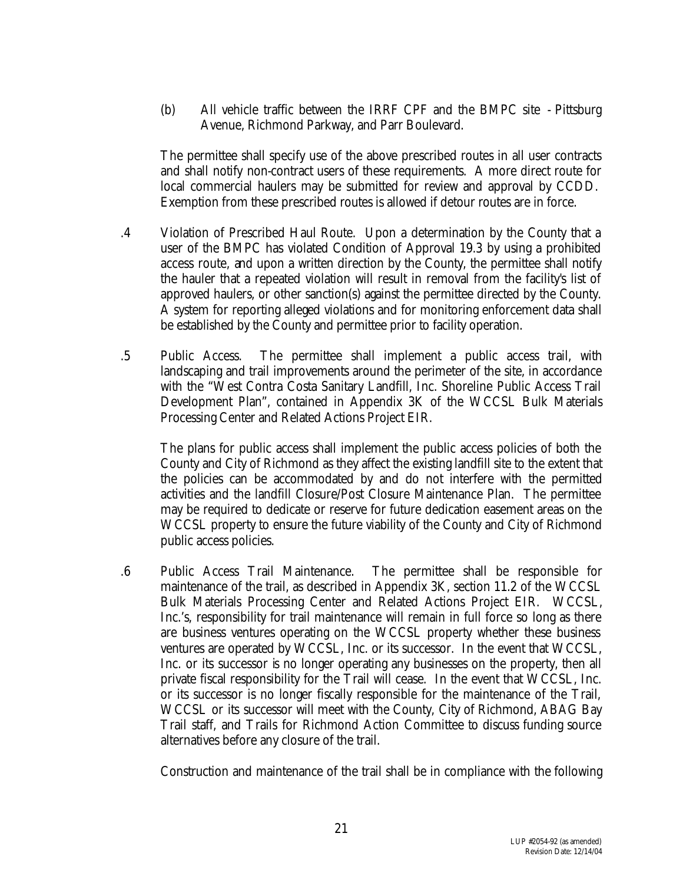(b) All vehicle traffic between the IRRF CPF and the BMPC site - Pittsburg Avenue, Richmond Parkway, and Parr Boulevard.

The permittee shall specify use of the above prescribed routes in all user contracts and shall notify non-contract users of these requirements. A more direct route for local commercial haulers may be submitted for review and approval by CCDD. Exemption from these prescribed routes is allowed if detour routes are in force.

.4 Violation of Prescribed Haul Route. Upon a determination by the County that a user of the BMPC has violated Condition of Approval 19.3 by using a prohibited access route, and upon a written direction by the County, the permittee shall notify the hauler that a repeated violation will result in removal from the facility's list of approved haulers, or other sanction(s) against the permittee directed by the County. A system for reporting alleged violations and for monitoring enforcement data shall be established by the County and permittee prior to facility operation.

.5 Public Access. The permittee shall implement a public access trail, with landscaping and trail improvements around the perimeter of the site, in accordance with the "West Contra Costa Sanitary Landfill, Inc. Shoreline Public Access Trail Development Plan", contained in Appendix 3K of the WCCSL Bulk Materials Processing Center and Related Actions Project EIR.

The plans for public access shall implement the public access policies of both the County and City of Richmond as they affect the existing landfill site to the extent that the policies can be accommodated by and do not interfere with the permitted activities and the landfill Closure/Post Closure Maintenance Plan. The permittee may be required to dedicate or reserve for future dedication easement areas on the WCCSL property to ensure the future viability of the County and City of Richmond public access policies.

.6 Public Access Trail Maintenance. The permittee shall be responsible for maintenance of the trail, as described in Appendix 3K, section 11.2 of the WCCSL Bulk Materials Processing Center and Related Actions Project EIR. WCCSL, Inc.'s, responsibility for trail maintenance will remain in full force so long as there are business ventures operating on the WCCSL property whether these business ventures are operated by WCCSL, Inc. or its successor. In the event that WCCSL, Inc. or its successor is no longer operating any businesses on the property, then all private fiscal responsibility for the Trail will cease. In the event that WCCSL, Inc. or its successor is no longer fiscally responsible for the maintenance of the Trail, WCCSL or its successor will meet with the County, City of Richmond, ABAG Bay Trail staff, and Trails for Richmond Action Committee to discuss funding source alternatives before any closure of the trail.

Construction and maintenance of the trail shall be in compliance with the following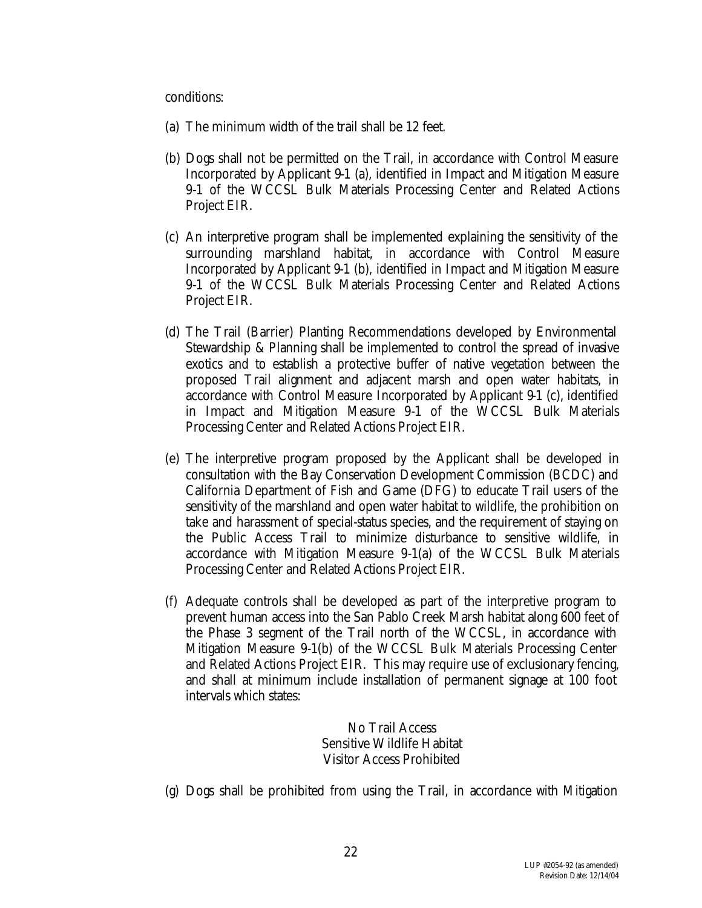conditions:

(a) The minimum width of the trail shall be 12 feet.

(b) Dogs shall not be permitted on the Trail, in accordance with Control Measure Incorporated by Applicant 9-1 (a), identified in Impact and Mitigation Measure 9-1 of the WCCSL Bulk Materials Processing Center and Related Actions Project EIR.

(c) An interpretive program shall be implemented explaining the sensitivity of the surrounding marshland habitat, in accordance with Control Measure Incorporated by Applicant 9-1 (b), identified in Impact and Mitigation Measure 9-1 of the WCCSL Bulk Materials Processing Center and Related Actions Project EIR.

(d) The Trail (Barrier) Planting Recommendations developed by Environmental Stewardship & Planning shall be implemented to control the spread of invasive exotics and to establish a protective buffer of native vegetation between the proposed Trail alignment and adjacent marsh and open water habitats, in accordance with Control Measure Incorporated by Applicant 9-1 (c), identified in Impact and Mitigation Measure 9-1 of the WCCSL Bulk Materials Processing Center and Related Actions Project EIR.

(e) The interpretive program proposed by the Applicant shall be developed in consultation with the Bay Conservation Development Commission (BCDC) and California Department of Fish and Game (DFG) to educate Trail users of the sensitivity of the marshland and open water habitat to wildlife, the prohibition on take and harassment of special-status species, and the requirement of staying on the Public Access Trail to minimize disturbance to sensitive wildlife, in accordance with Mitigation Measure 9-1(a) of the WCCSL Bulk Materials Processing Center and Related Actions Project EIR.

(f) Adequate controls shall be developed as part of the interpretive program to prevent human access into the San Pablo Creek Marsh habitat along 600 feet of the Phase 3 segment of the Trail north of the WCCSL, in accordance with Mitigation Measure 9-1(b) of the WCCSL Bulk Materials Processing Center and Related Actions Project EIR. This may require use of exclusionary fencing, and shall at minimum include installation of permanent signage at 100 foot intervals which states:

No Trail Access
Sensitive Wildlife Habitat
Visitor Access Prohibited

(g) Dogs shall be prohibited from using the Trail, in accordance with Mitigation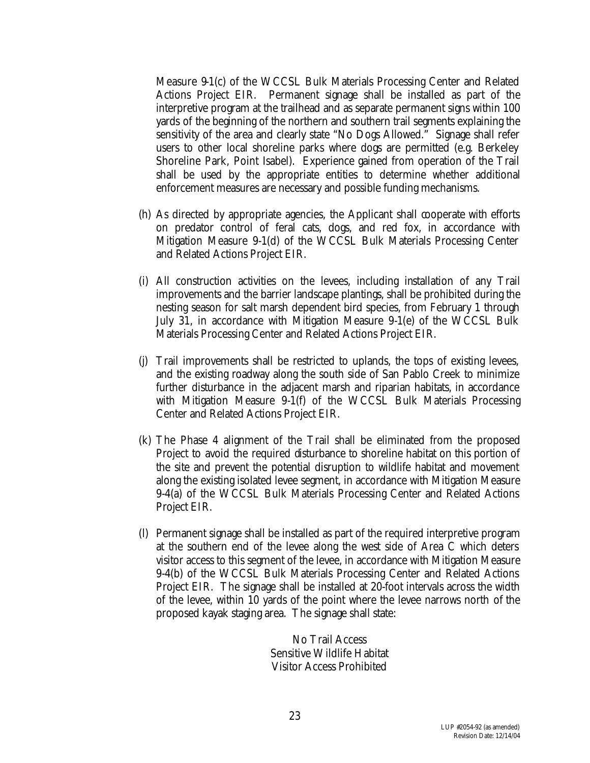Measure 9-1(c) of the WCCSL Bulk Materials Processing Center and Related Actions Project EIR. Permanent signage shall be installed as part of the interpretive program at the trailhead and as separate permanent signs within 100 yards of the beginning of the northern and southern trail segments explaining the sensitivity of the area and clearly state "No Dogs Allowed." Signage shall refer users to other local shoreline parks where dogs are permitted (e.g. Berkeley Shoreline Park, Point Isabel). Experience gained from operation of the Trail shall be used by the appropriate entities to determine whether additional enforcement measures are necessary and possible funding mechanisms.

(h) As directed by appropriate agencies, the Applicant shall cooperate with efforts on predator control of feral cats, dogs, and red fox, in accordance with Mitigation Measure 9-1(d) of the WCCSL Bulk Materials Processing Center and Related Actions Project EIR.

(i) All construction activities on the levees, including installation of any Trail improvements and the barrier landscape plantings, shall be prohibited during the nesting season for salt marsh dependent bird species, from February 1 through July 31, in accordance with Mitigation Measure 9-1(e) of the WCCSL Bulk Materials Processing Center and Related Actions Project EIR.

(j) Trail improvements shall be restricted to uplands, the tops of existing levees, and the existing roadway along the south side of San Pablo Creek to minimize further disturbance in the adjacent marsh and riparian habitats, in accordance with Mitigation Measure 9-1(f) of the WCCSL Bulk Materials Processing Center and Related Actions Project EIR.

(k) The Phase 4 alignment of the Trail shall be eliminated from the proposed Project to avoid the required disturbance to shoreline habitat on this portion of the site and prevent the potential disruption to wildlife habitat and movement along the existing isolated levee segment, in accordance with Mitigation Measure 9-4(a) of the WCCSL Bulk Materials Processing Center and Related Actions Project EIR.

(l) Permanent signage shall be installed as part of the required interpretive program at the southern end of the levee along the west side of Area C which deters visitor access to this segment of the levee, in accordance with Mitigation Measure 9-4(b) of the WCCSL Bulk Materials Processing Center and Related Actions Project EIR. The signage shall be installed at 20-foot intervals across the width of the levee, within 10 yards of the point where the levee narrows north of the proposed kayak staging area. The signage shall state:

No Trail Access
Sensitive Wildlife Habitat
Visitor Access Prohibited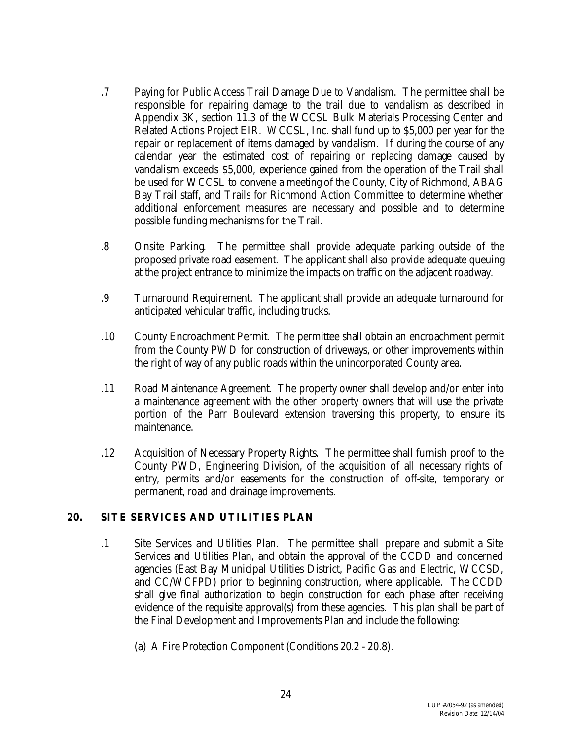.7 Paying for Public Access Trail Damage Due to Vandalism. The permittee shall be responsible for repairing damage to the trail due to vandalism as described in Appendix 3K, section 11.3 of the WCCSL Bulk Materials Processing Center and Related Actions Project EIR. WCCSL, Inc. shall fund up to $5,000 per year for the repair or replacement of items damaged by vandalism. If during the course of any calendar year the estimated cost of repairing or replacing damage caused by vandalism exceeds $5,000, experience gained from the operation of the Trail shall be used for WCCSL to convene a meeting of the County, City of Richmond, ABAG Bay Trail staff, and Trails for Richmond Action Committee to determine whether additional enforcement measures are necessary and possible and to determine possible funding mechanisms for the Trail.

.8 Onsite Parking. The permittee shall provide adequate parking outside of the proposed private road easement. The applicant shall also provide adequate queuing at the project entrance to minimize the impacts on traffic on the adjacent roadway.

.9 Turnaround Requirement. The applicant shall provide an adequate turnaround for anticipated vehicular traffic, including trucks.

.10 County Encroachment Permit. The permittee shall obtain an encroachment permit from the County PWD for construction of driveways, or other improvements within the right of way of any public roads within the unincorporated County area.

.11 Road Maintenance Agreement. The property owner shall develop and/or enter into a maintenance agreement with the other property owners that will use the private portion of the Parr Boulevard extension traversing this property, to ensure its maintenance.

.12 Acquisition of Necessary Property Rights. The permittee shall furnish proof to the County PWD, Engineering Division, of the acquisition of all necessary rights of entry, permits and/or easements for the construction of off-site, temporary or permanent, road and drainage improvements.

## 20. SITE SERVICES AND UTILITIES PLAN

.1 Site Services and Utilities Plan. The permittee shall prepare and submit a Site Services and Utilities Plan, and obtain the approval of the CCDD and concerned agencies (East Bay Municipal Utilities District, Pacific Gas and Electric, WCCSD, and CC/WCFPD) prior to beginning construction, where applicable. The CCDD shall give final authorization to begin construction for each phase after receiving evidence of the requisite approval(s) from these agencies. This plan shall be part of the Final Development and Improvements Plan and include the following:

(a) A Fire Protection Component (Conditions 20.2 - 20.8).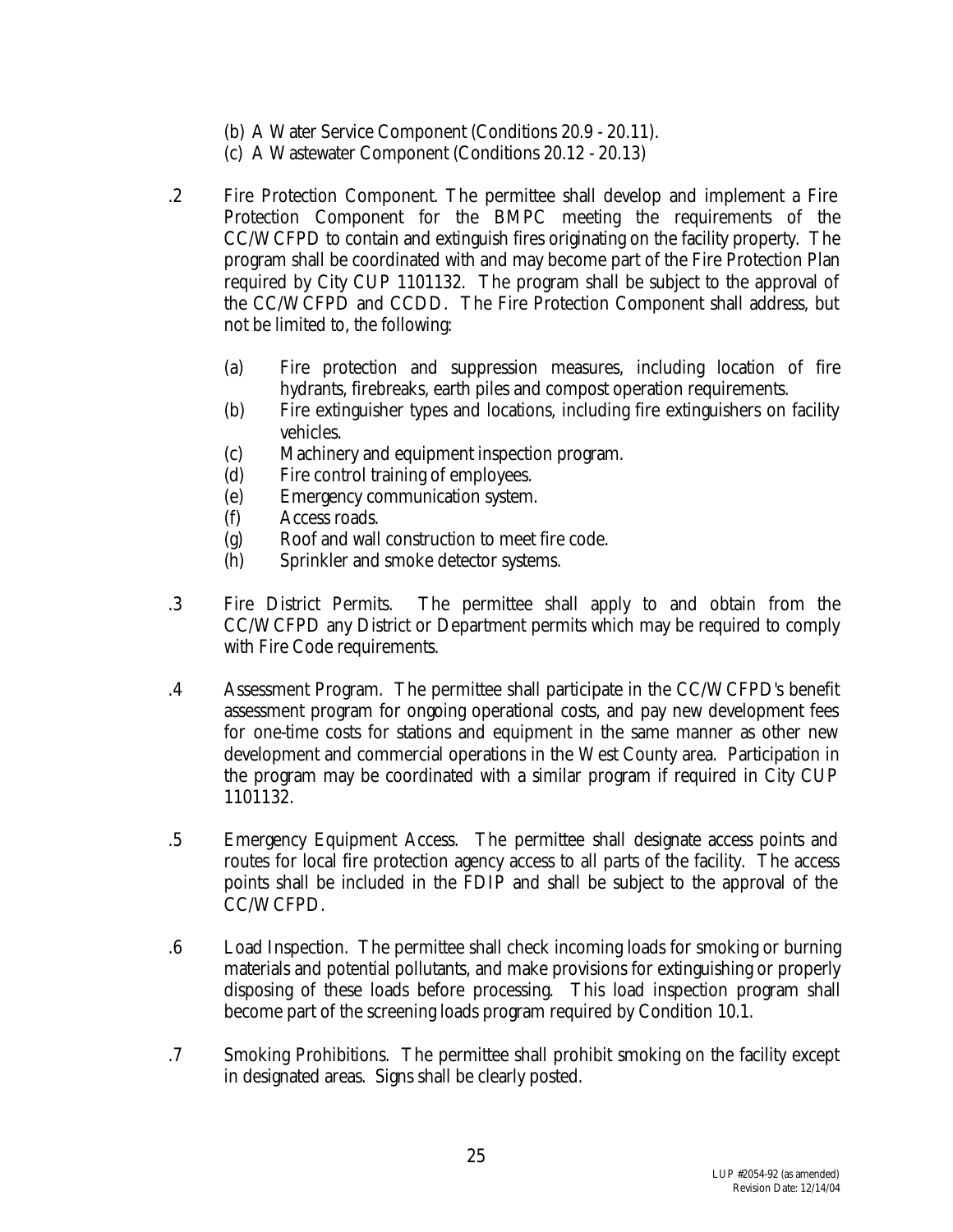(b) A Water Service Component (Conditions 20.9 - 20.11).

(c) A Wastewater Component (Conditions 20.12 - 20.13)

.2 Fire Protection Component. The permittee shall develop and implement a Fire Protection Component for the BMPC meeting the requirements of the CC/WCFPD to contain and extinguish fires originating on the facility property. The program shall be coordinated with and may become part of the Fire Protection Plan required by City CUP 1101132. The program shall be subject to the approval of the CC/WCFPD and CCDD. The Fire Protection Component shall address, but not be limited to, the following:

(a) Fire protection and suppression measures, including location of fire hydrants, firebreaks, earth piles and compost operation requirements.

(b) Fire extinguisher types and locations, including fire extinguishers on facility vehicles.

(c) Machinery and equipment inspection program.

(d) Fire control training of employees.

(e) Emergency communication system.

(f) Access roads.

(g) Roof and wall construction to meet fire code.

(h) Sprinkler and smoke detector systems.

.3 Fire District Permits. The permittee shall apply to and obtain from the CC/WCFPD any District or Department permits which may be required to comply with Fire Code requirements.

.4 Assessment Program. The permittee shall participate in the CC/WCFPD's benefit assessment program for ongoing operational costs, and pay new development fees for one-time costs for stations and equipment in the same manner as other new development and commercial operations in the West County area. Participation in the program may be coordinated with a similar program if required in City CUP 1101132.

.5 Emergency Equipment Access. The permittee shall designate access points and routes for local fire protection agency access to all parts of the facility. The access points shall be included in the FDIP and shall be subject to the approval of the CC/WCFPD.

.6 Load Inspection. The permittee shall check incoming loads for smoking or burning materials and potential pollutants, and make provisions for extinguishing or properly disposing of these loads before processing. This load inspection program shall become part of the screening loads program required by Condition 10.1.

.7 Smoking Prohibitions. The permittee shall prohibit smoking on the facility except in designated areas. Signs shall be clearly posted.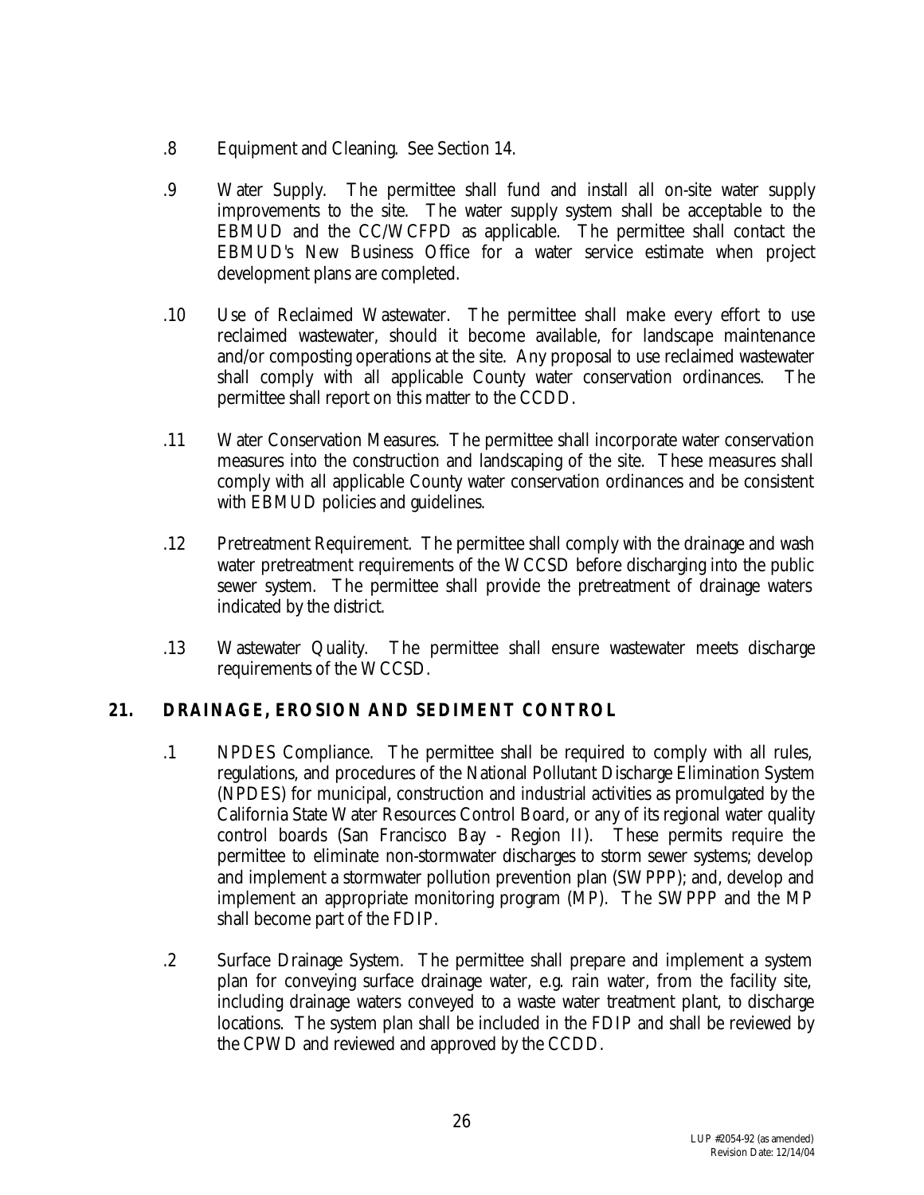.8 Equipment and Cleaning. See Section 14.

.9 Water Supply. The permittee shall fund and install all on-site water supply improvements to the site. The water supply system shall be acceptable to the EBMUD and the CC/WCFPD as applicable. The permittee shall contact the EBMUD's New Business Office for a water service estimate when project development plans are completed.

.10 Use of Reclaimed Wastewater. The permittee shall make every effort to use reclaimed wastewater, should it become available, for landscape maintenance and/or composting operations at the site. Any proposal to use reclaimed wastewater shall comply with all applicable County water conservation ordinances. The permittee shall report on this matter to the CCDD.

.11 Water Conservation Measures. The permittee shall incorporate water conservation measures into the construction and landscaping of the site. These measures shall comply with all applicable County water conservation ordinances and be consistent with EBMUD policies and guidelines.

.12 Pretreatment Requirement. The permittee shall comply with the drainage and wash water pretreatment requirements of the WCCSD before discharging into the public sewer system. The permittee shall provide the pretreatment of drainage waters indicated by the district.

.13 Wastewater Quality. The permittee shall ensure wastewater meets discharge requirements of the WCCSD.

## 21. DRAINAGE, EROSION AND SEDIMENT CONTROL

.1 NPDES Compliance. The permittee shall be required to comply with all rules, regulations, and procedures of the National Pollutant Discharge Elimination System (NPDES) for municipal, construction and industrial activities as promulgated by the California State Water Resources Control Board, or any of its regional water quality control boards (San Francisco Bay - Region II). These permits require the permittee to eliminate non-stormwater discharges to storm sewer systems; develop and implement a stormwater pollution prevention plan (SWPPP); and, develop and implement an appropriate monitoring program (MP). The SWPPP and the MP shall become part of the FDIP.

.2 Surface Drainage System. The permittee shall prepare and implement a system plan for conveying surface drainage water, e.g. rain water, from the facility site, including drainage waters conveyed to a waste water treatment plant, to discharge locations. The system plan shall be included in the FDIP and shall be reviewed by the CPWD and reviewed and approved by the CCDD.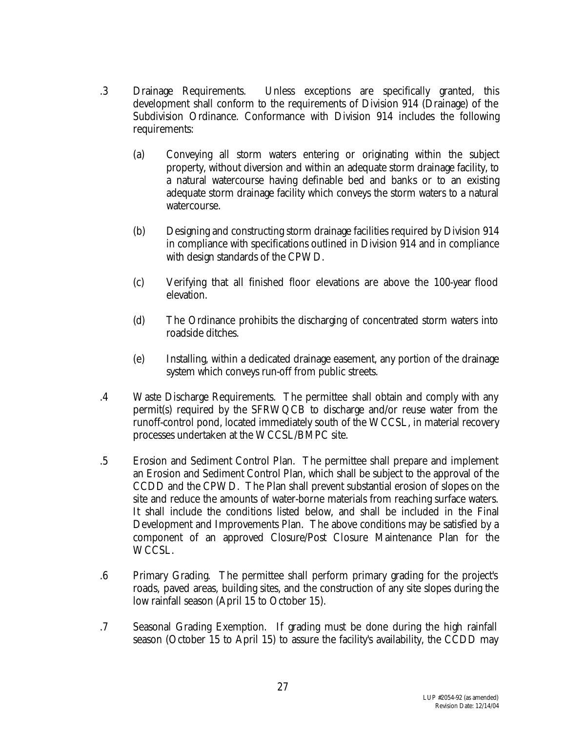.3 Drainage Requirements. Unless exceptions are specifically granted, this development shall conform to the requirements of Division 914 (Drainage) of the Subdivision Ordinance. Conformance with Division 914 includes the following requirements:

   (a) Conveying all storm waters entering or originating within the subject property, without diversion and within an adequate storm drainage facility, to a natural watercourse having definable bed and banks or to an existing adequate storm drainage facility which conveys the storm waters to a natural watercourse.

   (b) Designing and constructing storm drainage facilities required by Division 914 in compliance with specifications outlined in Division 914 and in compliance with design standards of the CPWD.

   (c) Verifying that all finished floor elevations are above the 100-year flood elevation.

   (d) The Ordinance prohibits the discharging of concentrated storm waters into roadside ditches.

   (e) Installing, within a dedicated drainage easement, any portion of the drainage system which conveys run-off from public streets.

.4 Waste Discharge Requirements. The permittee shall obtain and comply with any permit(s) required by the SFRWQCB to discharge and/or reuse water from the runoff-control pond, located immediately south of the WCCSL, in material recovery processes undertaken at the WCCSL/BMPC site.

.5 Erosion and Sediment Control Plan. The permittee shall prepare and implement an Erosion and Sediment Control Plan, which shall be subject to the approval of the CCDD and the CPWD. The Plan shall prevent substantial erosion of slopes on the site and reduce the amounts of water-borne materials from reaching surface waters. It shall include the conditions listed below, and shall be included in the Final Development and Improvements Plan. The above conditions may be satisfied by a component of an approved Closure/Post Closure Maintenance Plan for the WCCSL.

.6 Primary Grading. The permittee shall perform primary grading for the project's roads, paved areas, building sites, and the construction of any site slopes during the low rainfall season (April 15 to October 15).

.7 Seasonal Grading Exemption. If grading must be done during the high rainfall season (October 15 to April 15) to assure the facility's availability, the CCDD may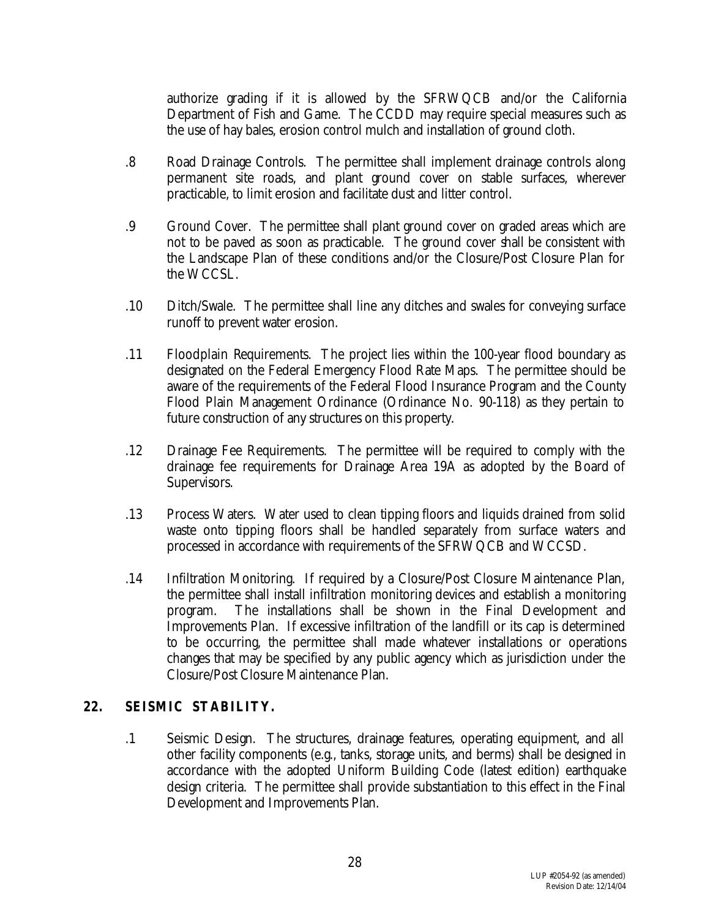authorize grading if it is allowed by the SFRWQCB and/or the California Department of Fish and Game. The CCDD may require special measures such as the use of hay bales, erosion control mulch and installation of ground cloth.

.8 Road Drainage Controls. The permittee shall implement drainage controls along permanent site roads, and plant ground cover on stable surfaces, wherever practicable, to limit erosion and facilitate dust and litter control.

.9 Ground Cover. The permittee shall plant ground cover on graded areas which are not to be paved as soon as practicable. The ground cover shall be consistent with the Landscape Plan of these conditions and/or the Closure/Post Closure Plan for the WCCSL.

.10 Ditch/Swale. The permittee shall line any ditches and swales for conveying surface runoff to prevent water erosion.

.11 Floodplain Requirements. The project lies within the 100-year flood boundary as designated on the Federal Emergency Flood Rate Maps. The permittee should be aware of the requirements of the Federal Flood Insurance Program and the County Flood Plain Management Ordinance (Ordinance No. 90-118) as they pertain to future construction of any structures on this property.

.12 Drainage Fee Requirements. The permittee will be required to comply with the drainage fee requirements for Drainage Area 19A as adopted by the Board of Supervisors.

.13 Process Waters. Water used to clean tipping floors and liquids drained from solid waste onto tipping floors shall be handled separately from surface waters and processed in accordance with requirements of the SFRWQCB and WCCSD.

.14 Infiltration Monitoring. If required by a Closure/Post Closure Maintenance Plan, the permittee shall install infiltration monitoring devices and establish a monitoring program. The installations shall be shown in the Final Development and Improvements Plan. If excessive infiltration of the landfill or its cap is determined to be occurring, the permittee shall made whatever installations or operations changes that may be specified by any public agency which as jurisdiction under the Closure/Post Closure Maintenance Plan.

## 22. SEISMIC STABILITY.

.1 Seismic Design. The structures, drainage features, operating equipment, and all other facility components (e.g., tanks, storage units, and berms) shall be designed in accordance with the adopted Uniform Building Code (latest edition) earthquake design criteria. The permittee shall provide substantiation to this effect in the Final Development and Improvements Plan.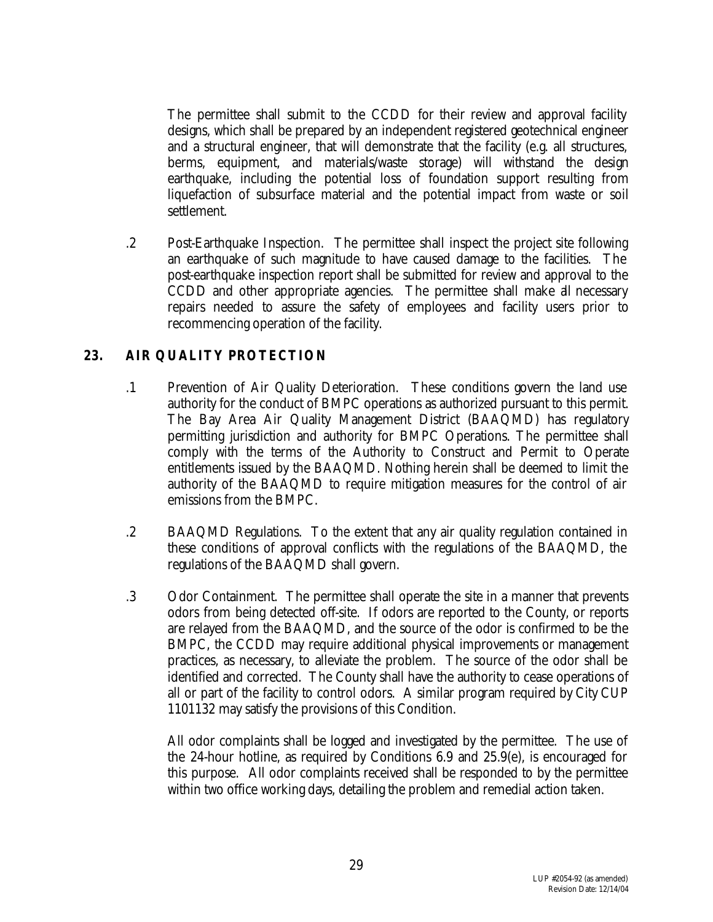The permittee shall submit to the CCDD for their review and approval facility designs, which shall be prepared by an independent registered geotechnical engineer and a structural engineer, that will demonstrate that the facility (e.g. all structures, berms, equipment, and materials/waste storage) will withstand the design earthquake, including the potential loss of foundation support resulting from liquefaction of subsurface material and the potential impact from waste or soil settlement.

.2 Post-Earthquake Inspection. The permittee shall inspect the project site following an earthquake of such magnitude to have caused damage to the facilities. The post-earthquake inspection report shall be submitted for review and approval to the CCDD and other appropriate agencies. The permittee shall make all necessary repairs needed to assure the safety of employees and facility users prior to recommencing operation of the facility.

## 23. AIR QUALITY PROTECTION

.1 Prevention of Air Quality Deterioration. These conditions govern the land use authority for the conduct of BMPC operations as authorized pursuant to this permit. The Bay Area Air Quality Management District (BAAQMD) has regulatory permitting jurisdiction and authority for BMPC Operations. The permittee shall comply with the terms of the Authority to Construct and Permit to Operate entitlements issued by the BAAQMD. Nothing herein shall be deemed to limit the authority of the BAAQMD to require mitigation measures for the control of air emissions from the BMPC.

.2 BAAQMD Regulations. To the extent that any air quality regulation contained in these conditions of approval conflicts with the regulations of the BAAQMD, the regulations of the BAAQMD shall govern.

.3 Odor Containment. The permittee shall operate the site in a manner that prevents odors from being detected off-site. If odors are reported to the County, or reports are relayed from the BAAQMD, and the source of the odor is confirmed to be the BMPC, the CCDD may require additional physical improvements or management practices, as necessary, to alleviate the problem. The source of the odor shall be identified and corrected. The County shall have the authority to cease operations of all or part of the facility to control odors. A similar program required by City CUP 1101132 may satisfy the provisions of this Condition.

All odor complaints shall be logged and investigated by the permittee. The use of the 24-hour hotline, as required by Conditions 6.9 and 25.9(e), is encouraged for this purpose. All odor complaints received shall be responded to by the permittee within two office working days, detailing the problem and remedial action taken.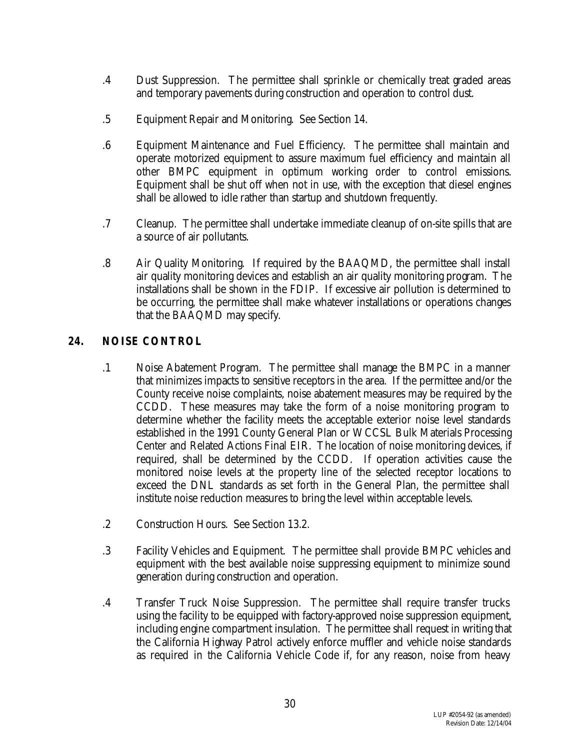.4 Dust Suppression. The permittee shall sprinkle or chemically treat graded areas and temporary pavements during construction and operation to control dust.

.5 Equipment Repair and Monitoring. See Section 14.

.6 Equipment Maintenance and Fuel Efficiency. The permittee shall maintain and operate motorized equipment to assure maximum fuel efficiency and maintain all other BMPC equipment in optimum working order to control emissions. Equipment shall be shut off when not in use, with the exception that diesel engines shall be allowed to idle rather than startup and shutdown frequently.

.7 Cleanup. The permittee shall undertake immediate cleanup of on-site spills that are a source of air pollutants.

.8 Air Quality Monitoring. If required by the BAAQMD, the permittee shall install air quality monitoring devices and establish an air quality monitoring program. The installations shall be shown in the FDIP. If excessive air pollution is determined to be occurring, the permittee shall make whatever installations or operations changes that the BAAQMD may specify.

## 24. NOISE CONTROL

.1 Noise Abatement Program. The permittee shall manage the BMPC in a manner that minimizes impacts to sensitive receptors in the area. If the permittee and/or the County receive noise complaints, noise abatement measures may be required by the CCDD. These measures may take the form of a noise monitoring program to determine whether the facility meets the acceptable exterior noise level standards established in the 1991 County General Plan or WCCSL Bulk Materials Processing Center and Related Actions Final EIR. The location of noise monitoring devices, if required, shall be determined by the CCDD. If operation activities cause the monitored noise levels at the property line of the selected receptor locations to exceed the DNL standards as set forth in the General Plan, the permittee shall institute noise reduction measures to bring the level within acceptable levels.

.2 Construction Hours. See Section 13.2.

.3 Facility Vehicles and Equipment. The permittee shall provide BMPC vehicles and equipment with the best available noise suppressing equipment to minimize sound generation during construction and operation.

.4 Transfer Truck Noise Suppression. The permittee shall require transfer trucks using the facility to be equipped with factory-approved noise suppression equipment, including engine compartment insulation. The permittee shall request in writing that the California Highway Patrol actively enforce muffler and vehicle noise standards as required in the California Vehicle Code if, for any reason, noise from heavy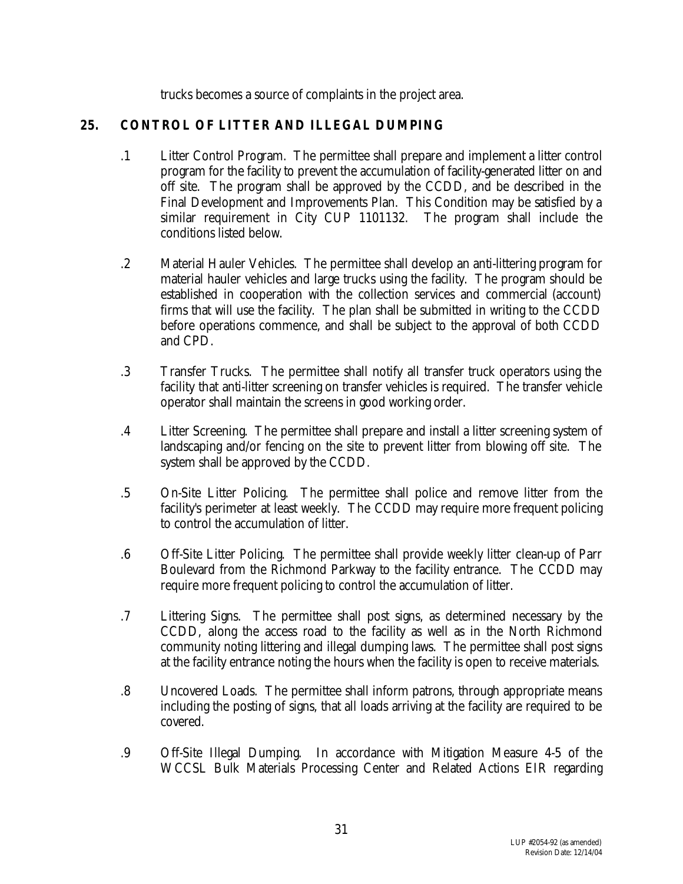trucks becomes a source of complaints in the project area.

## 25. CONTROL OF LITTER AND ILLEGAL DUMPING

.1 Litter Control Program. The permittee shall prepare and implement a litter control program for the facility to prevent the accumulation of facility-generated litter on and off site. The program shall be approved by the CCDD, and be described in the Final Development and Improvements Plan. This Condition may be satisfied by a similar requirement in City CUP 1101132. The program shall include the conditions listed below.

.2 Material Hauler Vehicles. The permittee shall develop an anti-littering program for material hauler vehicles and large trucks using the facility. The program should be established in cooperation with the collection services and commercial (account) firms that will use the facility. The plan shall be submitted in writing to the CCDD before operations commence, and shall be subject to the approval of both CCDD and CPD.

.3 Transfer Trucks. The permittee shall notify all transfer truck operators using the facility that anti-litter screening on transfer vehicles is required. The transfer vehicle operator shall maintain the screens in good working order.

.4 Litter Screening. The permittee shall prepare and install a litter screening system of landscaping and/or fencing on the site to prevent litter from blowing off site. The system shall be approved by the CCDD.

.5 On-Site Litter Policing. The permittee shall police and remove litter from the facility's perimeter at least weekly. The CCDD may require more frequent policing to control the accumulation of litter.

.6 Off-Site Litter Policing. The permittee shall provide weekly litter clean-up of Parr Boulevard from the Richmond Parkway to the facility entrance. The CCDD may require more frequent policing to control the accumulation of litter.

.7 Littering Signs. The permittee shall post signs, as determined necessary by the CCDD, along the access road to the facility as well as in the North Richmond community noting littering and illegal dumping laws. The permittee shall post signs at the facility entrance noting the hours when the facility is open to receive materials.

.8 Uncovered Loads. The permittee shall inform patrons, through appropriate means including the posting of signs, that all loads arriving at the facility are required to be covered.

.9 Off-Site Illegal Dumping. In accordance with Mitigation Measure 4-5 of the WCCSL Bulk Materials Processing Center and Related Actions EIR regarding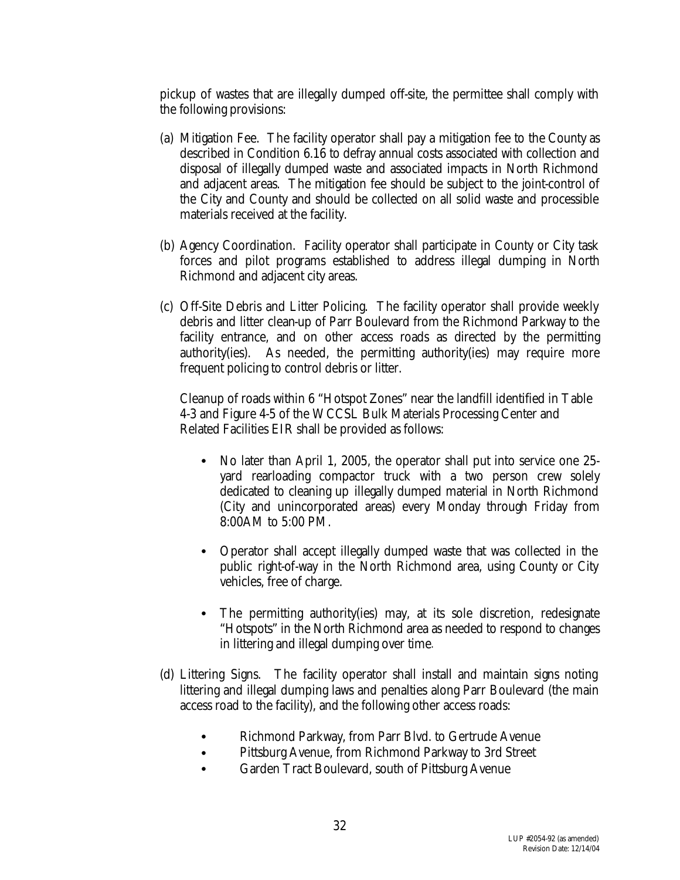pickup of wastes that are illegally dumped off-site, the permittee shall comply with the following provisions:

(a) Mitigation Fee. The facility operator shall pay a mitigation fee to the County as described in Condition 6.16 to defray annual costs associated with collection and disposal of illegally dumped waste and associated impacts in North Richmond and adjacent areas. The mitigation fee should be subject to the joint-control of the City and County and should be collected on all solid waste and processible materials received at the facility.

(b) Agency Coordination. Facility operator shall participate in County or City task forces and pilot programs established to address illegal dumping in North Richmond and adjacent city areas.

(c) Off-Site Debris and Litter Policing. The facility operator shall provide weekly debris and litter clean-up of Parr Boulevard from the Richmond Parkway to the facility entrance, and on other access roads as directed by the permitting authority(ies). As needed, the permitting authority(ies) may require more frequent policing to control debris or litter.

   Cleanup of roads within 6 "Hotspot Zones" near the landfill identified in Table 4-3 and Figure 4-5 of the WCCSL Bulk Materials Processing Center and Related Facilities EIR shall be provided as follows:

   - No later than April 1, 2005, the operator shall put into service one 25-yard rearloading compactor truck with a two person crew solely dedicated to cleaning up illegally dumped material in North Richmond (City and unincorporated areas) every Monday through Friday from 8:00AM to 5:00 PM.
   - Operator shall accept illegally dumped waste that was collected in the public right-of-way in the North Richmond area, using County or City vehicles, free of charge.
   - The permitting authority(ies) may, at its sole discretion, redesignate "Hotspots" in the North Richmond area as needed to respond to changes in littering and illegal dumping over time.

(d) Littering Signs. The facility operator shall install and maintain signs noting littering and illegal dumping laws and penalties along Parr Boulevard (the main access road to the facility), and the following other access roads:

   - Richmond Parkway, from Parr Blvd. to Gertrude Avenue
   - Pittsburg Avenue, from Richmond Parkway to 3rd Street
   - Garden Tract Boulevard, south of Pittsburg Avenue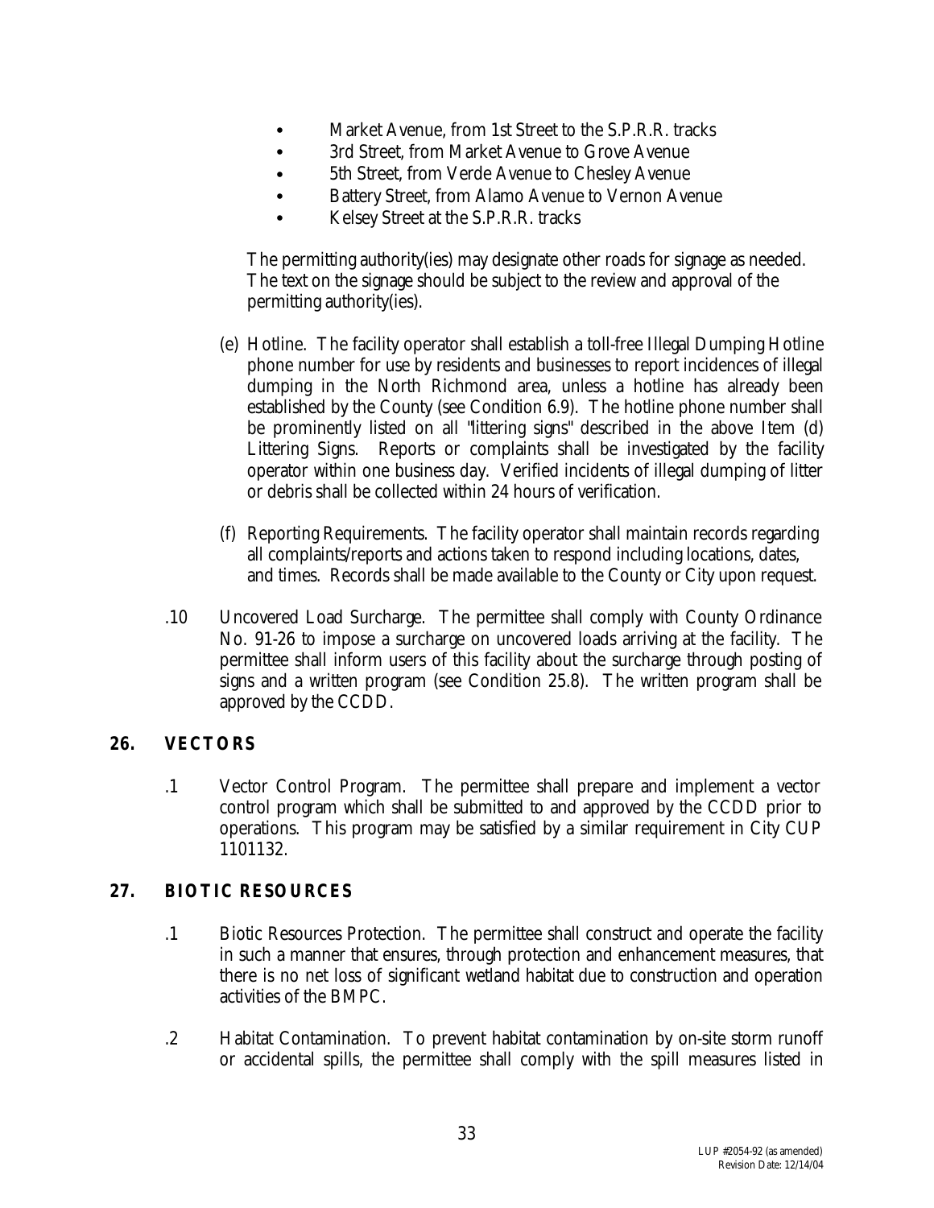- Market Avenue, from 1st Street to the S.P.R.R. tracks
- 3rd Street, from Market Avenue to Grove Avenue
- 5th Street, from Verde Avenue to Chesley Avenue
- Battery Street, from Alamo Avenue to Vernon Avenue
- Kelsey Street at the S.P.R.R. tracks

The permitting authority(ies) may designate other roads for signage as needed. The text on the signage should be subject to the review and approval of the permitting authority(ies).

(e) Hotline. The facility operator shall establish a toll-free Illegal Dumping Hotline phone number for use by residents and businesses to report incidences of illegal dumping in the North Richmond area, unless a hotline has already been established by the County (see Condition 6.9). The hotline phone number shall be prominently listed on all "littering signs" described in the above Item (d) Littering Signs. Reports or complaints shall be investigated by the facility operator within one business day. Verified incidents of illegal dumping of litter or debris shall be collected within 24 hours of verification.

(f) Reporting Requirements. The facility operator shall maintain records regarding all complaints/reports and actions taken to respond including locations, dates, and times. Records shall be made available to the County or City upon request.

.10 Uncovered Load Surcharge. The permittee shall comply with County Ordinance No. 91-26 to impose a surcharge on uncovered loads arriving at the facility. The permittee shall inform users of this facility about the surcharge through posting of signs and a written program (see Condition 25.8). The written program shall be approved by the CCDD.

## 26. VECTORS

.1 Vector Control Program. The permittee shall prepare and implement a vector control program which shall be submitted to and approved by the CCDD prior to operations. This program may be satisfied by a similar requirement in City CUP 1101132.

## 27. BIOTIC RESOURCES

.1 Biotic Resources Protection. The permittee shall construct and operate the facility in such a manner that ensures, through protection and enhancement measures, that there is no net loss of significant wetland habitat due to construction and operation activities of the BMPC.

.2 Habitat Contamination. To prevent habitat contamination by on-site storm runoff or accidental spills, the permittee shall comply with the spill measures listed in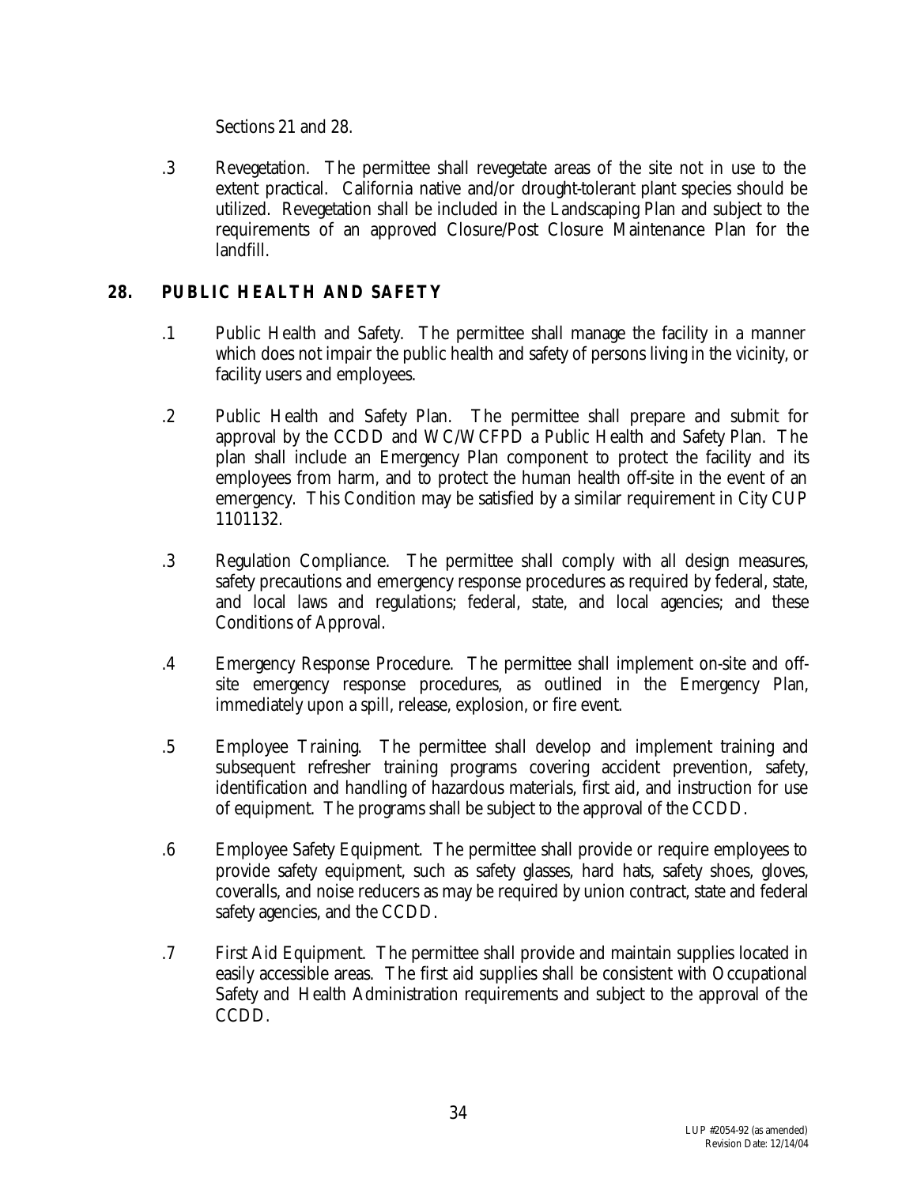Sections 21 and 28.

.3 Revegetation. The permittee shall revegetate areas of the site not in use to the extent practical. California native and/or drought-tolerant plant species should be utilized. Revegetation shall be included in the Landscaping Plan and subject to the requirements of an approved Closure/Post Closure Maintenance Plan for the landfill.

## 28. PUBLIC HEALTH AND SAFETY

.1 Public Health and Safety. The permittee shall manage the facility in a manner which does not impair the public health and safety of persons living in the vicinity, or facility users and employees.

.2 Public Health and Safety Plan. The permittee shall prepare and submit for approval by the CCDD and WC/WCFPD a Public Health and Safety Plan. The plan shall include an Emergency Plan component to protect the facility and its employees from harm, and to protect the human health off-site in the event of an emergency. This Condition may be satisfied by a similar requirement in City CUP 1101132.

.3 Regulation Compliance. The permittee shall comply with all design measures, safety precautions and emergency response procedures as required by federal, state, and local laws and regulations; federal, state, and local agencies; and these Conditions of Approval.

.4 Emergency Response Procedure. The permittee shall implement on-site and off-site emergency response procedures, as outlined in the Emergency Plan, immediately upon a spill, release, explosion, or fire event.

.5 Employee Training. The permittee shall develop and implement training and subsequent refresher training programs covering accident prevention, safety, identification and handling of hazardous materials, first aid, and instruction for use of equipment. The programs shall be subject to the approval of the CCDD.

.6 Employee Safety Equipment. The permittee shall provide or require employees to provide safety equipment, such as safety glasses, hard hats, safety shoes, gloves, coveralls, and noise reducers as may be required by union contract, state and federal safety agencies, and the CCDD.

.7 First Aid Equipment. The permittee shall provide and maintain supplies located in easily accessible areas. The first aid supplies shall be consistent with Occupational Safety and Health Administration requirements and subject to the approval of the CCDD.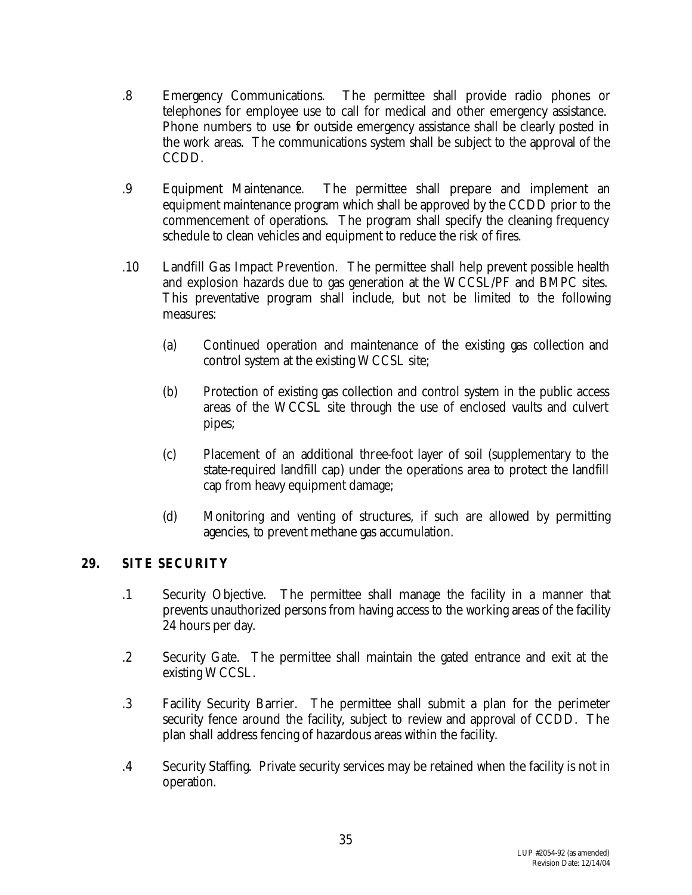.8 Emergency Communications. The permittee shall provide radio phones or telephones for employee use to call for medical and other emergency assistance. Phone numbers to use for outside emergency assistance shall be clearly posted in the work areas. The communications system shall be subject to the approval of the CCDD.

.9 Equipment Maintenance. The permittee shall prepare and implement an equipment maintenance program which shall be approved by the CCDD prior to the commencement of operations. The program shall specify the cleaning frequency schedule to clean vehicles and equipment to reduce the risk of fires.

.10 Landfill Gas Impact Prevention. The permittee shall help prevent possible health and explosion hazards due to gas generation at the WCCSL/PF and BMPC sites. This preventative program shall include, but not be limited to the following measures:

(a) Continued operation and maintenance of the existing gas collection and control system at the existing WCCSL site;

(b) Protection of existing gas collection and control system in the public access areas of the WCCSL site through the use of enclosed vaults and culvert pipes;

(c) Placement of an additional three-foot layer of soil (supplementary to the state-required landfill cap) under the operations area to protect the landfill cap from heavy equipment damage;

(d) Monitoring and venting of structures, if such are allowed by permitting agencies, to prevent methane gas accumulation.

## 29. SITE SECURITY

.1 Security Objective. The permittee shall manage the facility in a manner that prevents unauthorized persons from having access to the working areas of the facility 24 hours per day.

.2 Security Gate. The permittee shall maintain the gated entrance and exit at the existing WCCSL.

.3 Facility Security Barrier. The permittee shall submit a plan for the perimeter security fence around the facility, subject to review and approval of CCDD. The plan shall address fencing of hazardous areas within the facility.

.4 Security Staffing. Private security services may be retained when the facility is not in operation.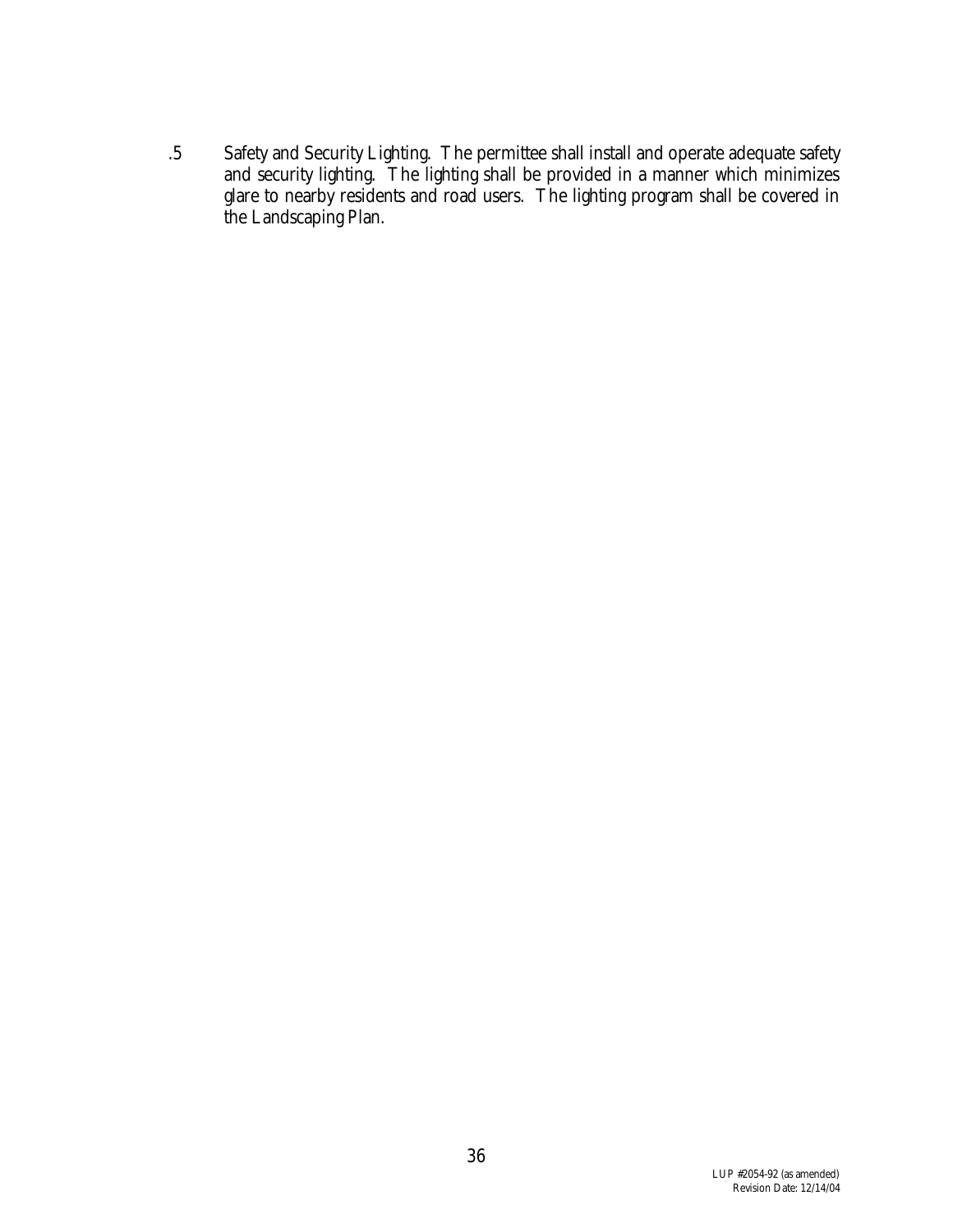.5 Safety and Security Lighting. The permittee shall install and operate adequate safety and security lighting. The lighting shall be provided in a manner which minimizes glare to nearby residents and road users. The lighting program shall be covered in the Landscaping Plan.